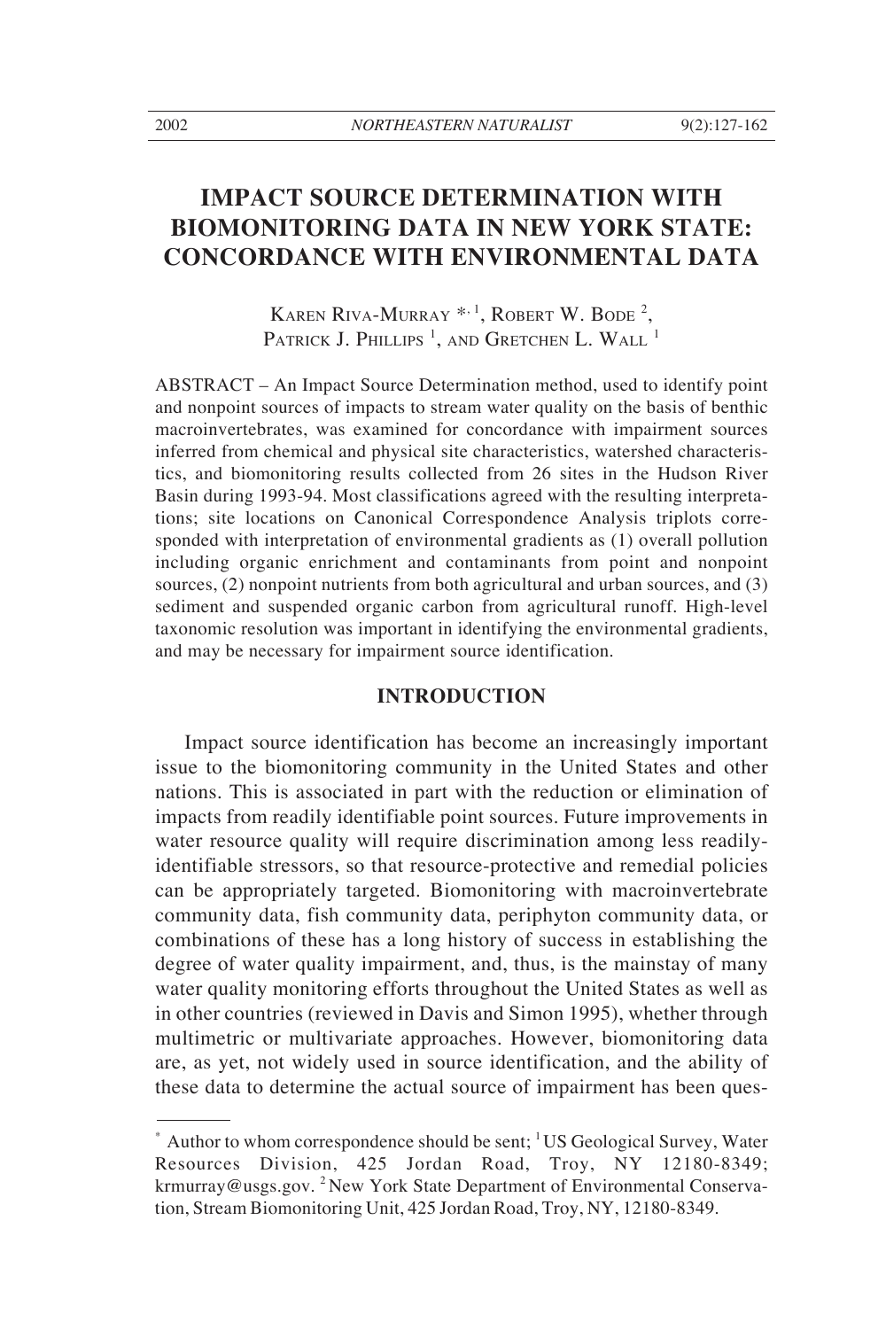# IMPACT SOURCE DETERMINATION WITH BIOMONITORING DATA IN NEW YORK STATE: CONCORDANCE WITH ENVIRONMENTAL DATA

KAREN RIVA-MURRAY *,[1], ROBERT W. BODE [2], PATRICK J. PHILLIPS [1], AND GRETCHEN L. WALL [1]

ABSTRACT – An Impact Source Determination method, used to identify point and nonpoint sources of impacts to stream water quality on the basis of benthic macroinvertebrates, was examined for concordance with impairment sources inferred from chemical and physical site characteristics, watershed characteristics, and biomonitoring results collected from 26 sites in the Hudson River Basin during 1993-94. Most classifications agreed with the resulting interpretations; site locations on Canonical Correspondence Analysis triplots corresponded with interpretation of environmental gradients as (1) overall pollution including organic enrichment and contaminants from point and nonpoint sources, (2) nonpoint nutrients from both agricultural and urban sources, and (3) sediment and suspended organic carbon from agricultural runoff. High-level taxonomic resolution was important in identifying the environmental gradients, and may be necessary for impairment source identification.

## INTRODUCTION

Impact source identification has become an increasingly important issue to the biomonitoring community in the United States and other nations. This is associated in part with the reduction or elimination of impacts from readily identifiable point sources. Future improvements in water resource quality will require discrimination among less readily-identifiable stressors, so that resource-protective and remedial policies can be appropriately targeted. Biomonitoring with macroinvertebrate community data, fish community data, periphyton community data, or combinations of these has a long history of success in establishing the degree of water quality impairment, and, thus, is the mainstay of many water quality monitoring efforts throughout the United States as well as in other countries (reviewed in Davis and Simon 1995), whether through multimetric or multivariate approaches. However, biomonitoring data are, as yet, not widely used in source identification, and the ability of these data to determine the actual source of impairment has been ques-

* Author to whom correspondence should be sent; [1] US Geological Survey, Water Resources Division, 425 Jordan Road, Troy, NY 12180-8349; krmurray@usgs.gov. [2] New York State Department of Environmental Conservation, Stream Biomonitoring Unit, 425 Jordan Road, Troy, NY, 12180-8349.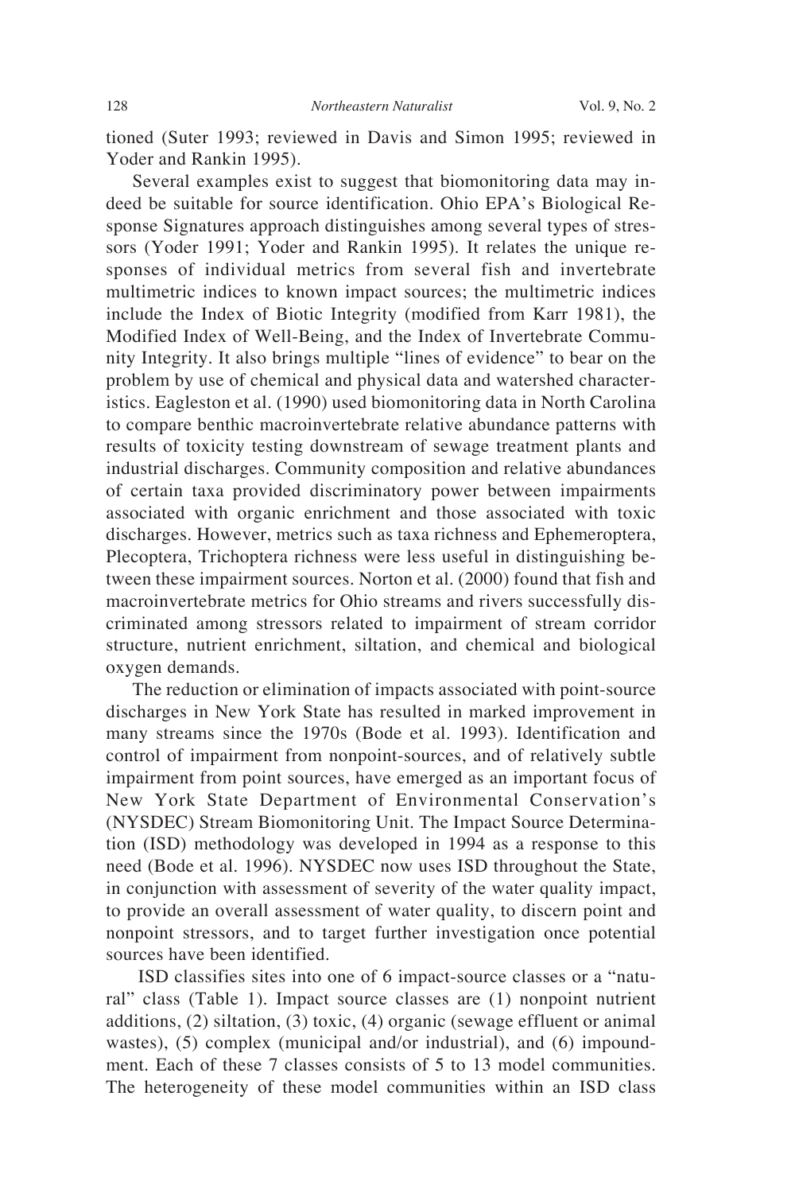tioned (Suter 1993; reviewed in Davis and Simon 1995; reviewed in Yoder and Rankin 1995).

Several examples exist to suggest that biomonitoring data may indeed be suitable for source identification. Ohio EPA's Biological Response Signatures approach distinguishes among several types of stressors (Yoder 1991; Yoder and Rankin 1995). It relates the unique responses of individual metrics from several fish and invertebrate multimetric indices to known impact sources; the multimetric indices include the Index of Biotic Integrity (modified from Karr 1981), the Modified Index of Well-Being, and the Index of Invertebrate Community Integrity. It also brings multiple "lines of evidence" to bear on the problem by use of chemical and physical data and watershed characteristics. Eagleston et al. (1990) used biomonitoring data in North Carolina to compare benthic macroinvertebrate relative abundance patterns with results of toxicity testing downstream of sewage treatment plants and industrial discharges. Community composition and relative abundances of certain taxa provided discriminatory power between impairments associated with organic enrichment and those associated with toxic discharges. However, metrics such as taxa richness and Ephemeroptera, Plecoptera, Trichoptera richness were less useful in distinguishing between these impairment sources. Norton et al. (2000) found that fish and macroinvertebrate metrics for Ohio streams and rivers successfully discriminated among stressors related to impairment of stream corridor structure, nutrient enrichment, siltation, and chemical and biological oxygen demands.

The reduction or elimination of impacts associated with point-source discharges in New York State has resulted in marked improvement in many streams since the 1970s (Bode et al. 1993). Identification and control of impairment from nonpoint-sources, and of relatively subtle impairment from point sources, have emerged as an important focus of New York State Department of Environmental Conservation's (NYSDEC) Stream Biomonitoring Unit. The Impact Source Determination (ISD) methodology was developed in 1994 as a response to this need (Bode et al. 1996). NYSDEC now uses ISD throughout the State, in conjunction with assessment of severity of the water quality impact, to provide an overall assessment of water quality, to discern point and nonpoint stressors, and to target further investigation once potential sources have been identified.

ISD classifies sites into one of 6 impact-source classes or a "natural" class (Table 1). Impact source classes are (1) nonpoint nutrient additions, (2) siltation, (3) toxic, (4) organic (sewage effluent or animal wastes), (5) complex (municipal and/or industrial), and (6) impoundment. Each of these 7 classes consists of 5 to 13 model communities. The heterogeneity of these model communities within an ISD class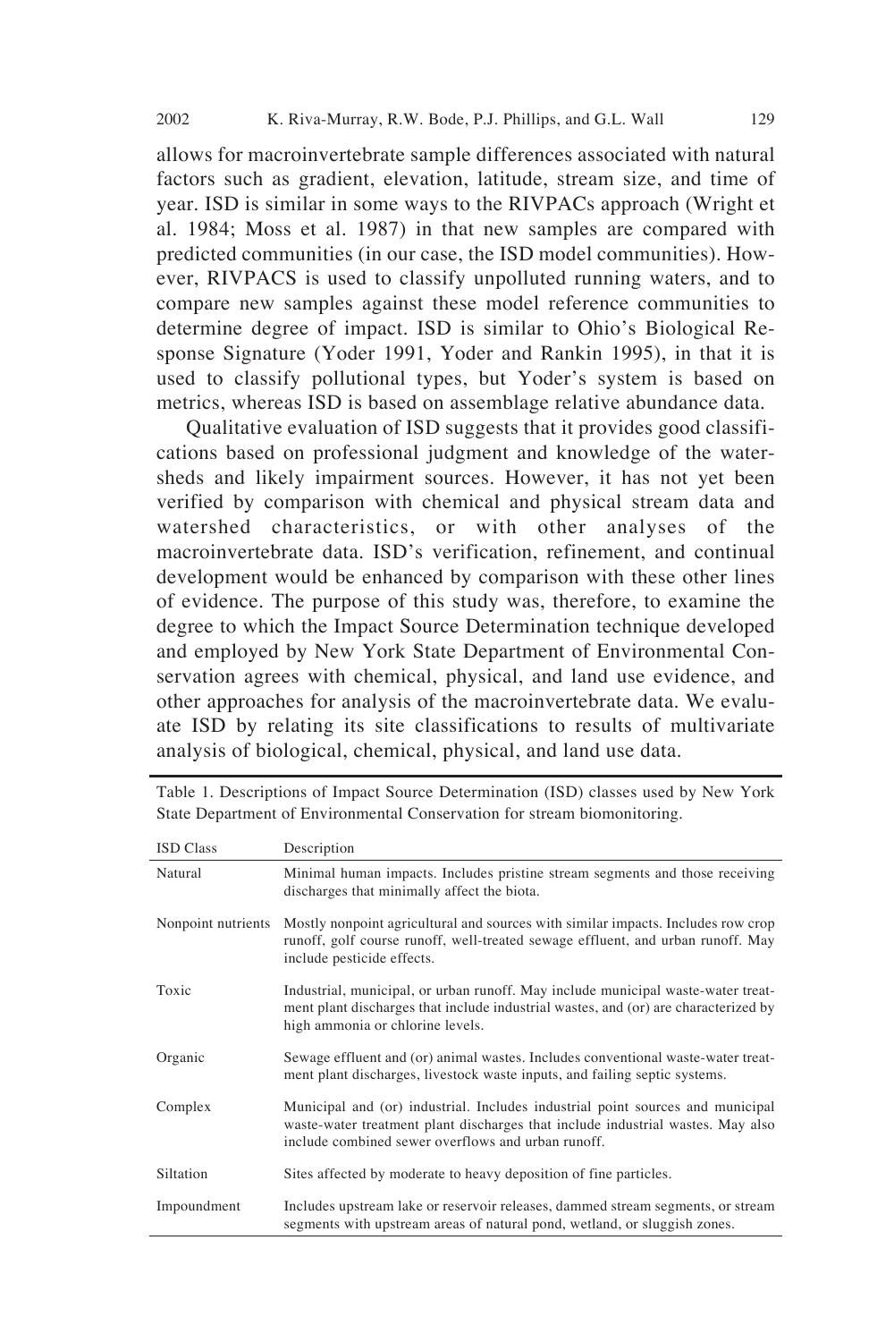allows for macroinvertebrate sample differences associated with natural factors such as gradient, elevation, latitude, stream size, and time of year. ISD is similar in some ways to the RIVPACs approach (Wright et al. 1984; Moss et al. 1987) in that new samples are compared with predicted communities (in our case, the ISD model communities). However, RIVPACS is used to classify unpolluted running waters, and to compare new samples against these model reference communities to determine degree of impact. ISD is similar to Ohio's Biological Response Signature (Yoder 1991, Yoder and Rankin 1995), in that it is used to classify pollutional types, but Yoder's system is based on metrics, whereas ISD is based on assemblage relative abundance data.

Qualitative evaluation of ISD suggests that it provides good classifications based on professional judgment and knowledge of the watersheds and likely impairment sources. However, it has not yet been verified by comparison with chemical and physical stream data and watershed characteristics, or with other analyses of the macroinvertebrate data. ISD's verification, refinement, and continual development would be enhanced by comparison with these other lines of evidence. The purpose of this study was, therefore, to examine the degree to which the Impact Source Determination technique developed and employed by New York State Department of Environmental Conservation agrees with chemical, physical, and land use evidence, and other approaches for analysis of the macroinvertebrate data. We evaluate ISD by relating its site classifications to results of multivariate analysis of biological, chemical, physical, and land use data.

Table 1. Descriptions of Impact Source Determination (ISD) classes used by New York State Department of Environmental Conservation for stream biomonitoring.

| ISD Class | Description |
|---|---|
| Natural | Minimal human impacts. Includes pristine stream segments and those receiving discharges that minimally affect the biota. |
| Nonpoint nutrients | Mostly nonpoint agricultural and sources with similar impacts. Includes row crop runoff, golf course runoff, well-treated sewage effluent, and urban runoff. May include pesticide effects. |
| Toxic | Industrial, municipal, or urban runoff. May include municipal waste-water treatment plant discharges that include industrial wastes, and (or) are characterized by high ammonia or chlorine levels. |
| Organic | Sewage effluent and (or) animal wastes. Includes conventional waste-water treatment plant discharges, livestock waste inputs, and failing septic systems. |
| Complex | Municipal and (or) industrial. Includes industrial point sources and municipal waste-water treatment plant discharges that include industrial wastes. May also include combined sewer overflows and urban runoff. |
| Siltation | Sites affected by moderate to heavy deposition of fine particles. |
| Impoundment | Includes upstream lake or reservoir releases, dammed stream segments, or stream segments with upstream areas of natural pond, wetland, or sluggish zones. |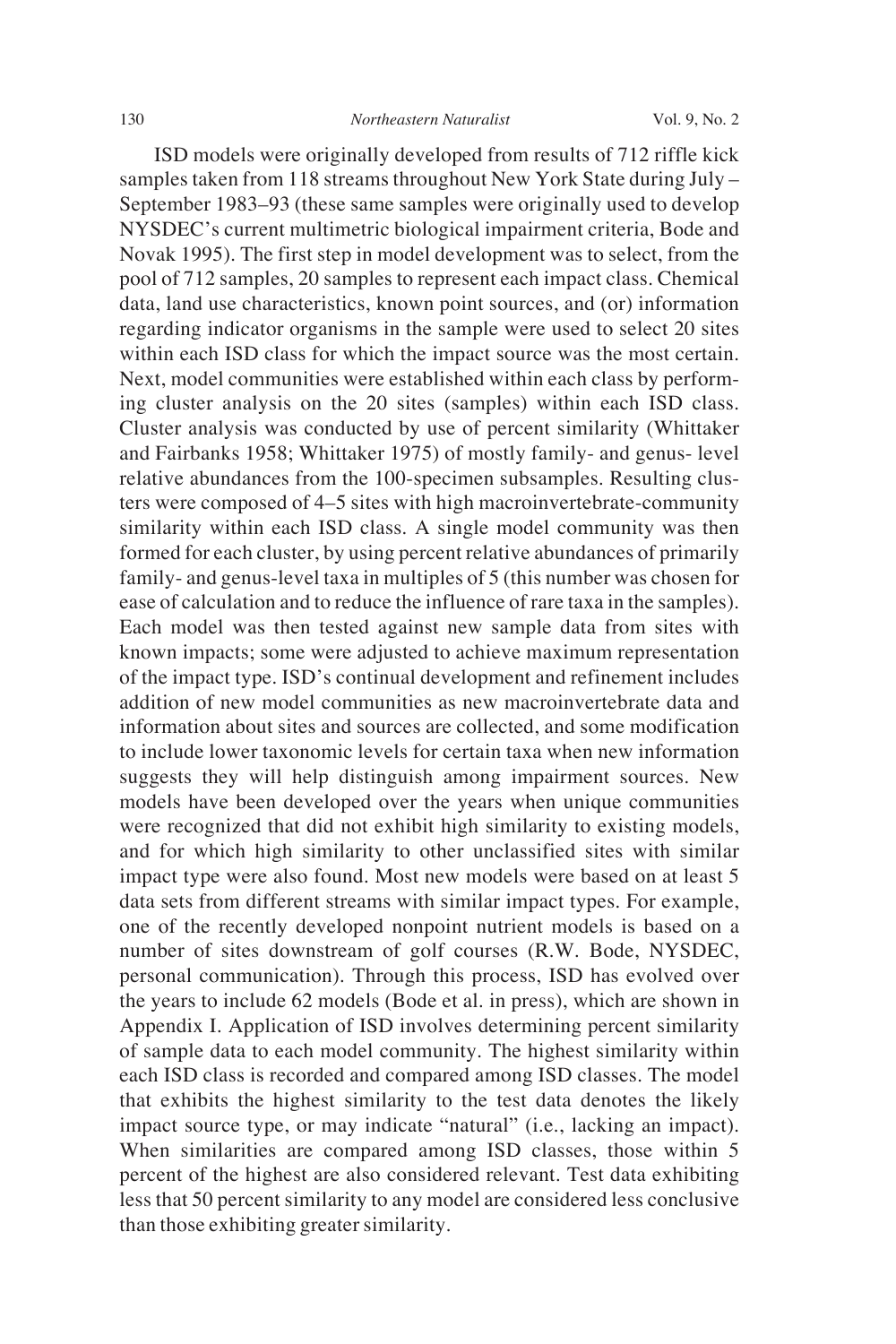ISD models were originally developed from results of 712 riffle kick samples taken from 118 streams throughout New York State during July – September 1983–93 (these same samples were originally used to develop NYSDEC's current multimetric biological impairment criteria, Bode and Novak 1995). The first step in model development was to select, from the pool of 712 samples, 20 samples to represent each impact class. Chemical data, land use characteristics, known point sources, and (or) information regarding indicator organisms in the sample were used to select 20 sites within each ISD class for which the impact source was the most certain. Next, model communities were established within each class by performing cluster analysis on the 20 sites (samples) within each ISD class. Cluster analysis was conducted by use of percent similarity (Whittaker and Fairbanks 1958; Whittaker 1975) of mostly family- and genus- level relative abundances from the 100-specimen subsamples. Resulting clusters were composed of 4–5 sites with high macroinvertebrate-community similarity within each ISD class. A single model community was then formed for each cluster, by using percent relative abundances of primarily family- and genus-level taxa in multiples of 5 (this number was chosen for ease of calculation and to reduce the influence of rare taxa in the samples). Each model was then tested against new sample data from sites with known impacts; some were adjusted to achieve maximum representation of the impact type. ISD's continual development and refinement includes addition of new model communities as new macroinvertebrate data and information about sites and sources are collected, and some modification to include lower taxonomic levels for certain taxa when new information suggests they will help distinguish among impairment sources. New models have been developed over the years when unique communities were recognized that did not exhibit high similarity to existing models, and for which high similarity to other unclassified sites with similar impact type were also found. Most new models were based on at least 5 data sets from different streams with similar impact types. For example, one of the recently developed nonpoint nutrient models is based on a number of sites downstream of golf courses (R.W. Bode, NYSDEC, personal communication). Through this process, ISD has evolved over the years to include 62 models (Bode et al. in press), which are shown in Appendix I. Application of ISD involves determining percent similarity of sample data to each model community. The highest similarity within each ISD class is recorded and compared among ISD classes. The model that exhibits the highest similarity to the test data denotes the likely impact source type, or may indicate "natural" (i.e., lacking an impact). When similarities are compared among ISD classes, those within 5 percent of the highest are also considered relevant. Test data exhibiting less that 50 percent similarity to any model are considered less conclusive than those exhibiting greater similarity.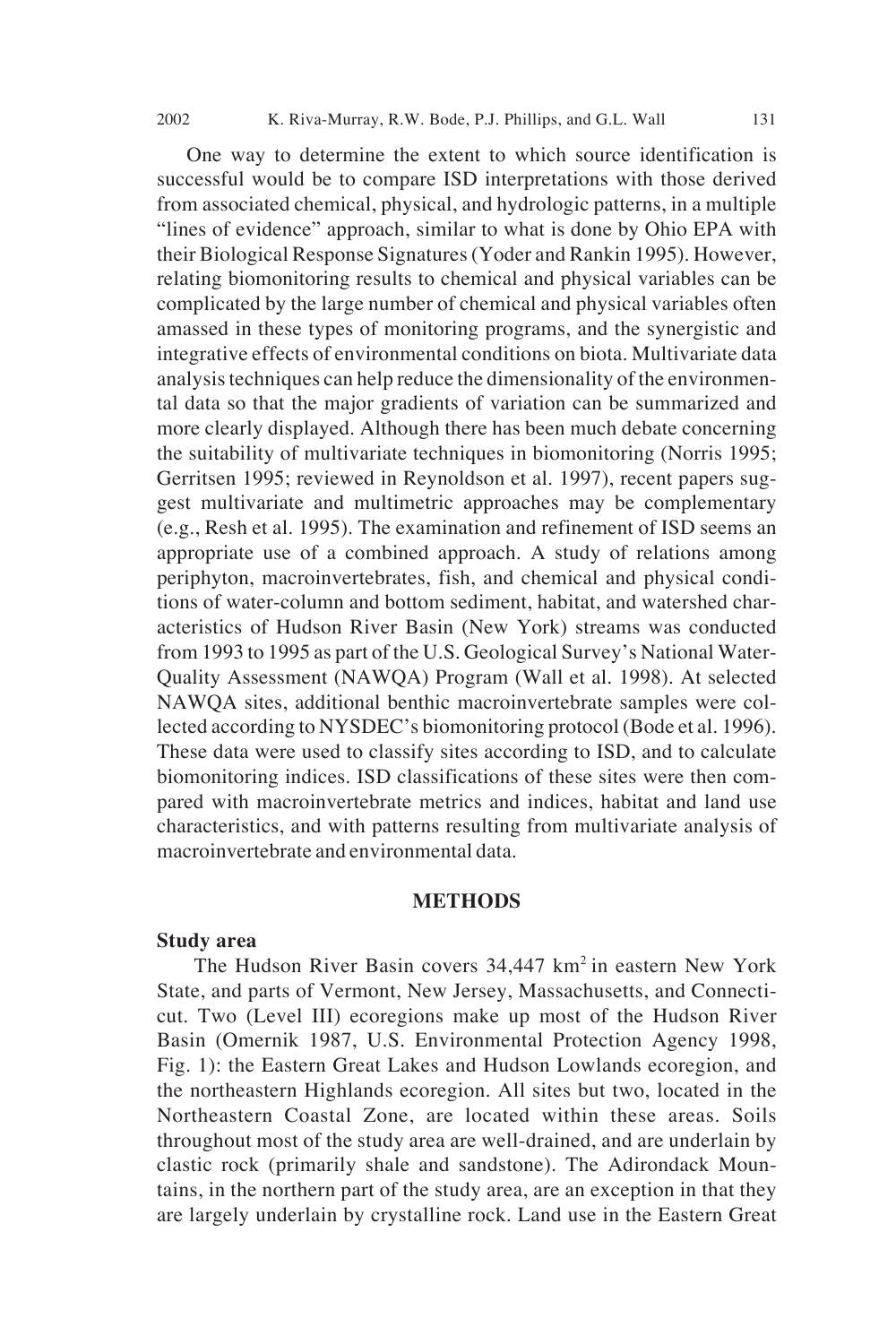One way to determine the extent to which source identification is successful would be to compare ISD interpretations with those derived from associated chemical, physical, and hydrologic patterns, in a multiple "lines of evidence" approach, similar to what is done by Ohio EPA with their Biological Response Signatures (Yoder and Rankin 1995). However, relating biomonitoring results to chemical and physical variables can be complicated by the large number of chemical and physical variables often amassed in these types of monitoring programs, and the synergistic and integrative effects of environmental conditions on biota. Multivariate data analysis techniques can help reduce the dimensionality of the environmental data so that the major gradients of variation can be summarized and more clearly displayed. Although there has been much debate concerning the suitability of multivariate techniques in biomonitoring (Norris 1995; Gerritsen 1995; reviewed in Reynoldson et al. 1997), recent papers suggest multivariate and multimetric approaches may be complementary (e.g., Resh et al. 1995). The examination and refinement of ISD seems an appropriate use of a combined approach. A study of relations among periphyton, macroinvertebrates, fish, and chemical and physical conditions of water-column and bottom sediment, habitat, and watershed characteristics of Hudson River Basin (New York) streams was conducted from 1993 to 1995 as part of the U.S. Geological Survey's National Water-Quality Assessment (NAWQA) Program (Wall et al. 1998). At selected NAWQA sites, additional benthic macroinvertebrate samples were collected according to NYSDEC's biomonitoring protocol (Bode et al. 1996). These data were used to classify sites according to ISD, and to calculate biomonitoring indices. ISD classifications of these sites were then compared with macroinvertebrate metrics and indices, habitat and land use characteristics, and with patterns resulting from multivariate analysis of macroinvertebrate and environmental data.

## METHODS

### Study area

The Hudson River Basin covers 34,447 km$^2$ in eastern New York State, and parts of Vermont, New Jersey, Massachusetts, and Connecticut. Two (Level III) ecoregions make up most of the Hudson River Basin (Omernik 1987, U.S. Environmental Protection Agency 1998, Fig. 1): the Eastern Great Lakes and Hudson Lowlands ecoregion, and the northeastern Highlands ecoregion. All sites but two, located in the Northeastern Coastal Zone, are located within these areas. Soils throughout most of the study area are well-drained, and are underlain by clastic rock (primarily shale and sandstone). The Adirondack Mountains, in the northern part of the study area, are an exception in that they are largely underlain by crystalline rock. Land use in the Eastern Great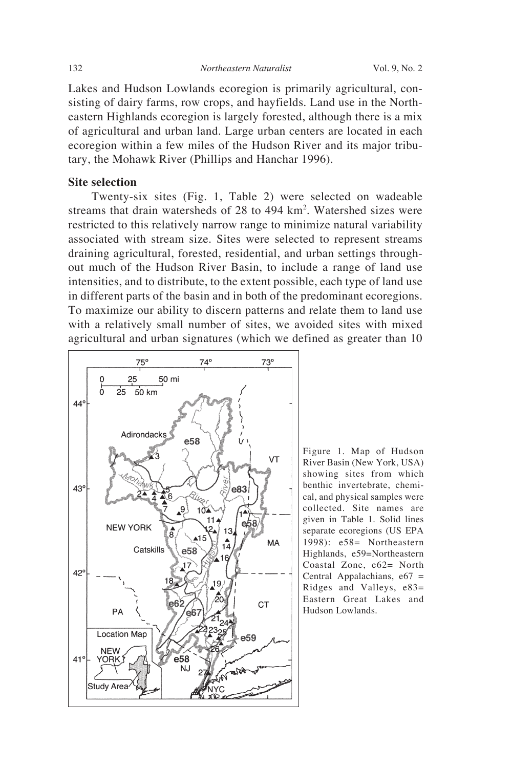Lakes and Hudson Lowlands ecoregion is primarily agricultural, consisting of dairy farms, row crops, and hayfields. Land use in the Northeastern Highlands ecoregion is largely forested, although there is a mix of agricultural and urban land. Large urban centers are located in each ecoregion within a few miles of the Hudson River and its major tributary, the Mohawk River (Phillips and Hanchar 1996).

### Site selection

Twenty-six sites (Fig. 1, Table 2) were selected on wadeable streams that drain watersheds of 28 to 494 km$^2$. Watershed sizes were restricted to this relatively narrow range to minimize natural variability associated with stream size. Sites were selected to represent streams draining agricultural, forested, residential, and urban settings throughout much of the Hudson River Basin, to include a range of land use intensities, and to distribute, to the extent possible, each type of land use in different parts of the basin and in both of the predominant ecoregions. To maximize our ability to discern patterns and relate them to land use with a relatively small number of sites, we avoided sites with mixed agricultural and urban signatures (which we defined as greater than 10

Figure 1. Map of Hudson River Basin (New York, USA) showing sites from which benthic invertebrate, chemical, and physical samples were collected. Site names are given in Table 1. Solid lines separate ecoregions (US EPA 1998): e58= Northeastern Highlands, e59=Northeastern Coastal Zone, e62= North Central Appalachians, e67 = Ridges and Valleys, e83= Eastern Great Lakes and Hudson Lowlands.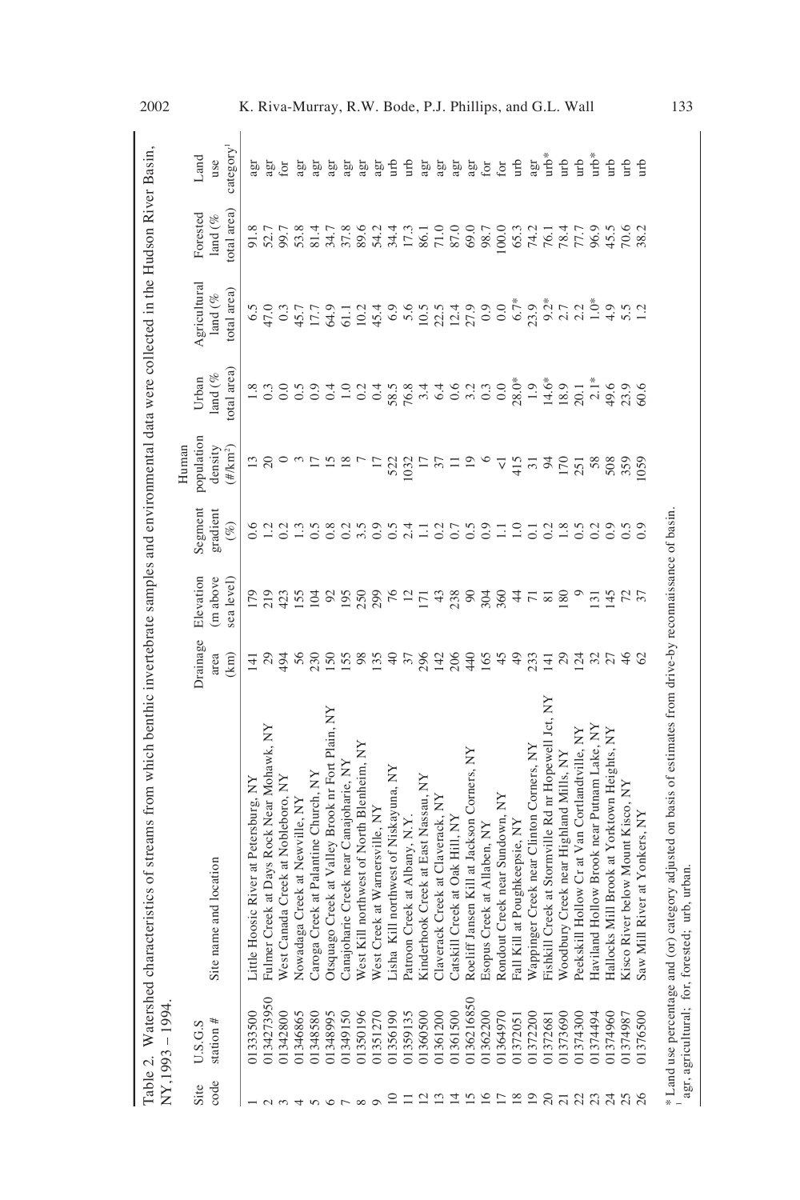Table 2. Watershed characteristics of streams from which benthic invertebrate samples and environmental data were collected in the Hudson River Basin, NY, 1993 – 1994.

| Site code | U.S.G.S station # | Site name and location | Drainage area (km) | Elevation (m above sea level) | Segment gradient (%) | Human population density (#/km$^2$) | Urban land (% total area) | Agricultural land (% total area) | Forested land (% total area) | Land use category[1] |
|---|---|---|---|---|---|---|---|---|---|---|
| 1 | 01333500 | Little Hoosic River at Petersburg, NY | 141 | 179 | 0.6 | 13 | 1.8 | 6.5 | 91.8 | agr |
| 2 | 0134273950 | Fulmer Creek at Days Rock Near Mohawk, NY | 29 | 219 | 1.2 | 20 | 0.3 | 47.0 | 52.7 | agr |
| 3 | 01342800 | West Canada Creek at Nobleboro, NY | 494 | 423 | 0.2 | 0 | 0.0 | 0.3 | 99.7 | for |
| 4 | 01346865 | Nowadaga Creek at Newville, NY | 56 | 155 | 1.3 | 3 | 0.5 | 45.7 | 53.8 | agr |
| 5 | 01348580 | Caroga Creek at Palantine Church, NY | 230 | 104 | 0.5 | 17 | 0.9 | 17.7 | 81.4 | agr |
| 6 | 01348995 | Otsquago Creek at Valley Brook nr Fort Plain, NY | 150 | 92 | 0.8 | 15 | 0.4 | 64.9 | 34.7 | agr |
| 7 | 01349150 | Canajoharie Creek near Canajoharie, NY | 155 | 195 | 0.2 | 18 | 1.0 | 61.1 | 37.8 | agr |
| 8 | 01350196 | West Kill northwest of North Blenheim, NY | 98 | 250 | 3.5 | 7 | 0.2 | 10.2 | 89.6 | agr |
| 9 | 01351270 | West Creek at Warnersville, NY | 135 | 299 | 0.9 | 17 | 0.4 | 45.4 | 54.2 | agr |
| 10 | 01356190 | Lisha Kill northwest of Niskayuna, NY | 40 | 76 | 0.5 | 522 | 58.5 | 6.9 | 34.4 | urb |
| 11 | 01359135 | Patroon Creek at Albany, N.Y. | 37 | 12 | 2.4 | 1032 | 76.8 | 5.6 | 17.3 | urb |
| 12 | 01360500 | Kinderhook Creek at East Nassau, NY | 296 | 171 | 1.1 | 17 | 3.4 | 10.5 | 86.1 | agr |
| 13 | 01361200 | Claverack Creek at Claverack, NY | 142 | 43 | 0.2 | 37 | 6.4 | 22.5 | 71.0 | agr |
| 14 | 01361500 | Catskill Creek at Oak Hill, NY | 206 | 238 | 0.7 | 11 | 0.6 | 12.4 | 87.0 | agr |
| 15 | 0136216850 | Roeliff Jansen Kill at Jackson Corners, NY | 440 | 90 | 0.5 | 19 | 3.2 | 27.9 | 69.0 | agr |
| 16 | 01362200 | Esopus Creek at Allaben, NY | 165 | 304 | 0.9 | 6 | 0.3 | 0.9 | 98.7 | for |
| 17 | 01364970 | Rondout Creek near Sundown, NY | 45 | 360 | 1.1 | <1 | 0.0 | 0.0 | 100.0 | for |
| 18 | 01372051 | Fall Kill at Poughkeepsie, NY | 49 | 44 | 1.0 | 415 | 28.0* | 6.7* | 65.3 | urb |
| 19 | 01372200 | Wappinger Creek near Clinton Corners, NY | 233 | 71 | 0.1 | 31 | 1.9 | 23.9 | 74.2 | agr |
| 20 | 01372681 | Fishkill Creek at Stormville Rd nr Hopewell Jct, NY | 141 | 81 | 0.2 | 94 | 14.6* | 9.2* | 76.1 | urb* |
| 21 | 01373690 | Woodbury Creek near Highland Mills, NY | 29 | 180 | 1.8 | 170 | 18.9 | 2.7 | 78.4 | urb |
| 22 | 01374300 | Peekskill Hollow Cr at Van Cortlandtville, NY | 124 | 9 | 0.5 | 251 | 20.1 | 2.2 | 77.7 | urb |
| 23 | 01374494 | Haviland Hollow Brook near Putnam Lake, NY | 32 | 131 | 0.2 | 58 | 2.1* | 1.0* | 96.9 | urb* |
| 24 | 01374960 | Hallocks Mill Brook at Yorktown Heights, NY | 27 | 145 | 0.9 | 508 | 49.6 | 4.9 | 45.5 | urb |
| 25 | 01374987 | Kisco River below Mount Kisco, NY | 46 | 72 | 0.5 | 359 | 23.9 | 5.5 | 70.6 | urb |
| 26 | 01376500 | Saw Mill River at Yonkers, NY | 62 | 37 | 0.9 | 1059 | 60.6 | 1.2 | 38.2 | urb |

* Land use percentage and (or) category adjusted on basis of estimates from drive-by reconnaissance of basin.
[1] agr, agricultural; for, forested; urb, urban.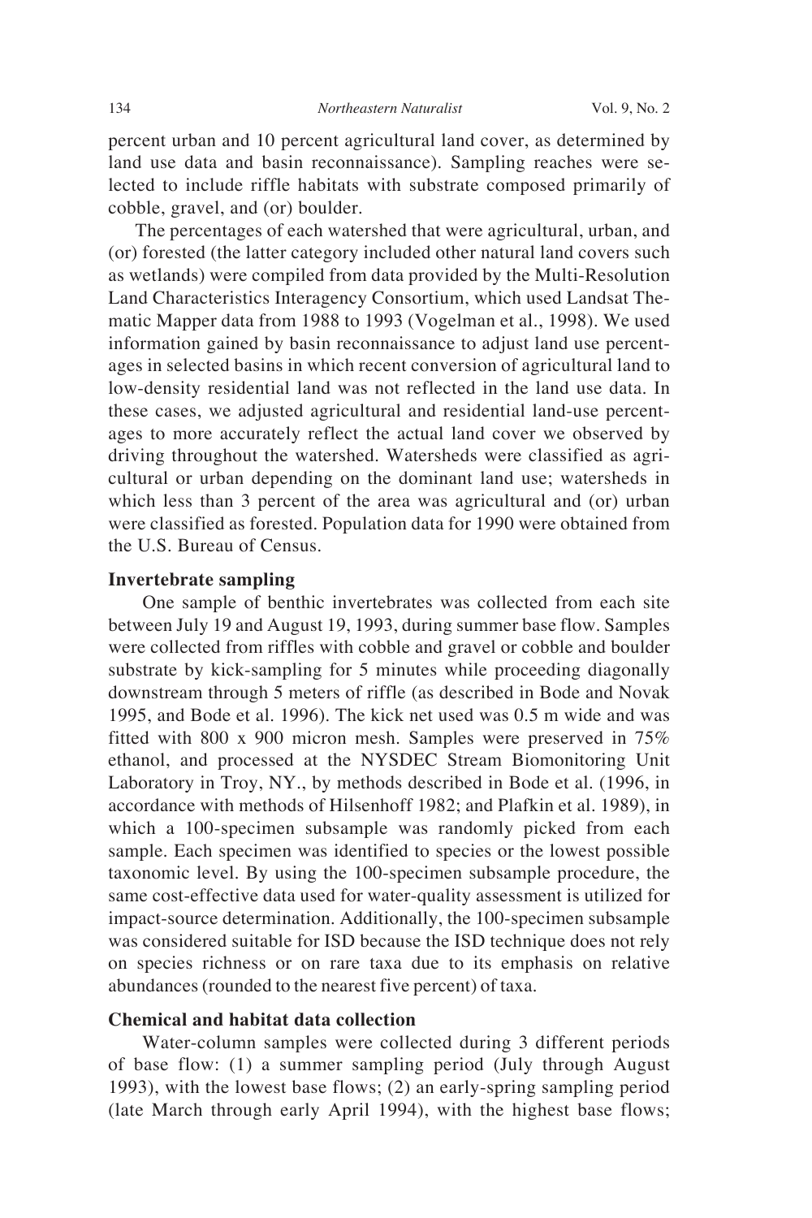percent urban and 10 percent agricultural land cover, as determined by land use data and basin reconnaissance). Sampling reaches were selected to include riffle habitats with substrate composed primarily of cobble, gravel, and (or) boulder.

The percentages of each watershed that were agricultural, urban, and (or) forested (the latter category included other natural land covers such as wetlands) were compiled from data provided by the Multi-Resolution Land Characteristics Interagency Consortium, which used Landsat Thematic Mapper data from 1988 to 1993 (Vogelman et al., 1998). We used information gained by basin reconnaissance to adjust land use percentages in selected basins in which recent conversion of agricultural land to low-density residential land was not reflected in the land use data. In these cases, we adjusted agricultural and residential land-use percentages to more accurately reflect the actual land cover we observed by driving throughout the watershed. Watersheds were classified as agricultural or urban depending on the dominant land use; watersheds in which less than 3 percent of the area was agricultural and (or) urban were classified as forested. Population data for 1990 were obtained from the U.S. Bureau of Census.

### Invertebrate sampling

One sample of benthic invertebrates was collected from each site between July 19 and August 19, 1993, during summer base flow. Samples were collected from riffles with cobble and gravel or cobble and boulder substrate by kick-sampling for 5 minutes while proceeding diagonally downstream through 5 meters of riffle (as described in Bode and Novak 1995, and Bode et al. 1996). The kick net used was 0.5 m wide and was fitted with 800 x 900 micron mesh. Samples were preserved in 75% ethanol, and processed at the NYSDEC Stream Biomonitoring Unit Laboratory in Troy, NY., by methods described in Bode et al. (1996, in accordance with methods of Hilsenhoff 1982; and Plafkin et al. 1989), in which a 100-specimen subsample was randomly picked from each sample. Each specimen was identified to species or the lowest possible taxonomic level. By using the 100-specimen subsample procedure, the same cost-effective data used for water-quality assessment is utilized for impact-source determination. Additionally, the 100-specimen subsample was considered suitable for ISD because the ISD technique does not rely on species richness or on rare taxa due to its emphasis on relative abundances (rounded to the nearest five percent) of taxa.

### Chemical and habitat data collection

Water-column samples were collected during 3 different periods of base flow: (1) a summer sampling period (July through August 1993), with the lowest base flows; (2) an early-spring sampling period (late March through early April 1994), with the highest base flows;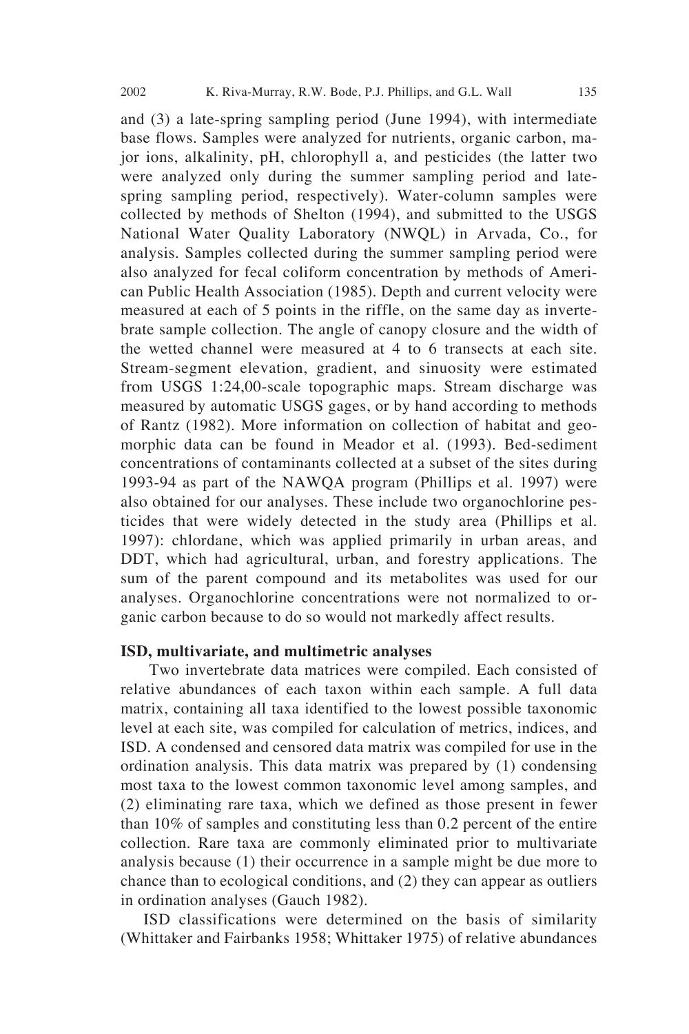and (3) a late-spring sampling period (June 1994), with intermediate base flows. Samples were analyzed for nutrients, organic carbon, major ions, alkalinity, pH, chlorophyll a, and pesticides (the latter two were analyzed only during the summer sampling period and late-spring sampling period, respectively). Water-column samples were collected by methods of Shelton (1994), and submitted to the USGS National Water Quality Laboratory (NWQL) in Arvada, Co., for analysis. Samples collected during the summer sampling period were also analyzed for fecal coliform concentration by methods of American Public Health Association (1985). Depth and current velocity were measured at each of 5 points in the riffle, on the same day as invertebrate sample collection. The angle of canopy closure and the width of the wetted channel were measured at 4 to 6 transects at each site. Stream-segment elevation, gradient, and sinuosity were estimated from USGS 1:24,00-scale topographic maps. Stream discharge was measured by automatic USGS gages, or by hand according to methods of Rantz (1982). More information on collection of habitat and geomorphic data can be found in Meador et al. (1993). Bed-sediment concentrations of contaminants collected at a subset of the sites during 1993-94 as part of the NAWQA program (Phillips et al. 1997) were also obtained for our analyses. These include two organochlorine pesticides that were widely detected in the study area (Phillips et al. 1997): chlordane, which was applied primarily in urban areas, and DDT, which had agricultural, urban, and forestry applications. The sum of the parent compound and its metabolites was used for our analyses. Organochlorine concentrations were not normalized to organic carbon because to do so would not markedly affect results.

**ISD, multivariate, and multimetric analyses**

Two invertebrate data matrices were compiled. Each consisted of relative abundances of each taxon within each sample. A full data matrix, containing all taxa identified to the lowest possible taxonomic level at each site, was compiled for calculation of metrics, indices, and ISD. A condensed and censored data matrix was compiled for use in the ordination analysis. This data matrix was prepared by (1) condensing most taxa to the lowest common taxonomic level among samples, and (2) eliminating rare taxa, which we defined as those present in fewer than 10% of samples and constituting less than 0.2 percent of the entire collection. Rare taxa are commonly eliminated prior to multivariate analysis because (1) their occurrence in a sample might be due more to chance than to ecological conditions, and (2) they can appear as outliers in ordination analyses (Gauch 1982).

ISD classifications were determined on the basis of similarity (Whittaker and Fairbanks 1958; Whittaker 1975) of relative abundances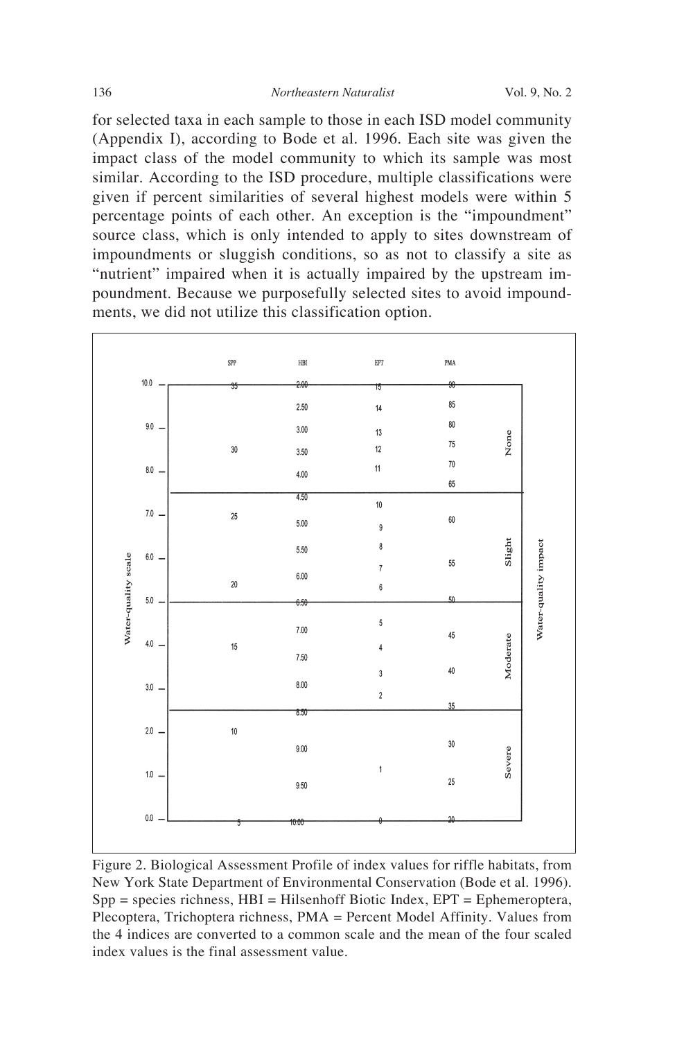for selected taxa in each sample to those in each ISD model community (Appendix I), according to Bode et al. 1996. Each site was given the impact class of the model community to which its sample was most similar. According to the ISD procedure, multiple classifications were given if percent similarities of several highest models were within 5 percentage points of each other. An exception is the "impoundment" source class, which is only intended to apply to sites downstream of impoundments or sluggish conditions, so as not to classify a site as "nutrient" impaired when it is actually impaired by the upstream impoundment. Because we purposefully selected sites to avoid impoundments, we did not utilize this classification option.

| Water-quality scale | SPP | HBI | EPT | PMA | Water-quality impact |
|---|---|---|---|---|---|
| 10.0 | 35 | 2.00 | 15 | 90 | None |
| | | 2.50 | 14 | 85 | |
| 9.0 | | 3.00 | 13 | 80 | |
| | 30 | 3.50 | 12 | 75 | |
| 8.0 | | 4.00 | 11 | 70 | |
| | | | | 65 | |
| | | 4.50 | 10 | | Slight |
| 7.0 | 25 | 5.00 | 9 | 60 | |
| | | 5.50 | 8 | | |
| 6.0 | | | 7 | 55 | |
| | 20 | 6.00 | 6 | | |
| 5.0 | | 6.50 | | 50 | Moderate |
| | | 7.00 | 5 | 45 | |
| 4.0 | 15 | 7.50 | 4 | | |
| | | | 3 | 40 | |
| 3.0 | | 8.00 | 2 | | |
| | | 8.50 | | 35 | Severe |
| 2.0 | 10 | 9.00 | | 30 | |
| 1.0 | | 9.50 | 1 | 25 | |
| 0.0 | 5 | 10.00 | 0 | 20 | |

Figure 2. Biological Assessment Profile of index values for riffle habitats, from New York State Department of Environmental Conservation (Bode et al. 1996). Spp = species richness, HBI = Hilsenhoff Biotic Index, EPT = Ephemeroptera, Plecoptera, Trichoptera richness, PMA = Percent Model Affinity. Values from the 4 indices are converted to a common scale and the mean of the four scaled index values is the final assessment value.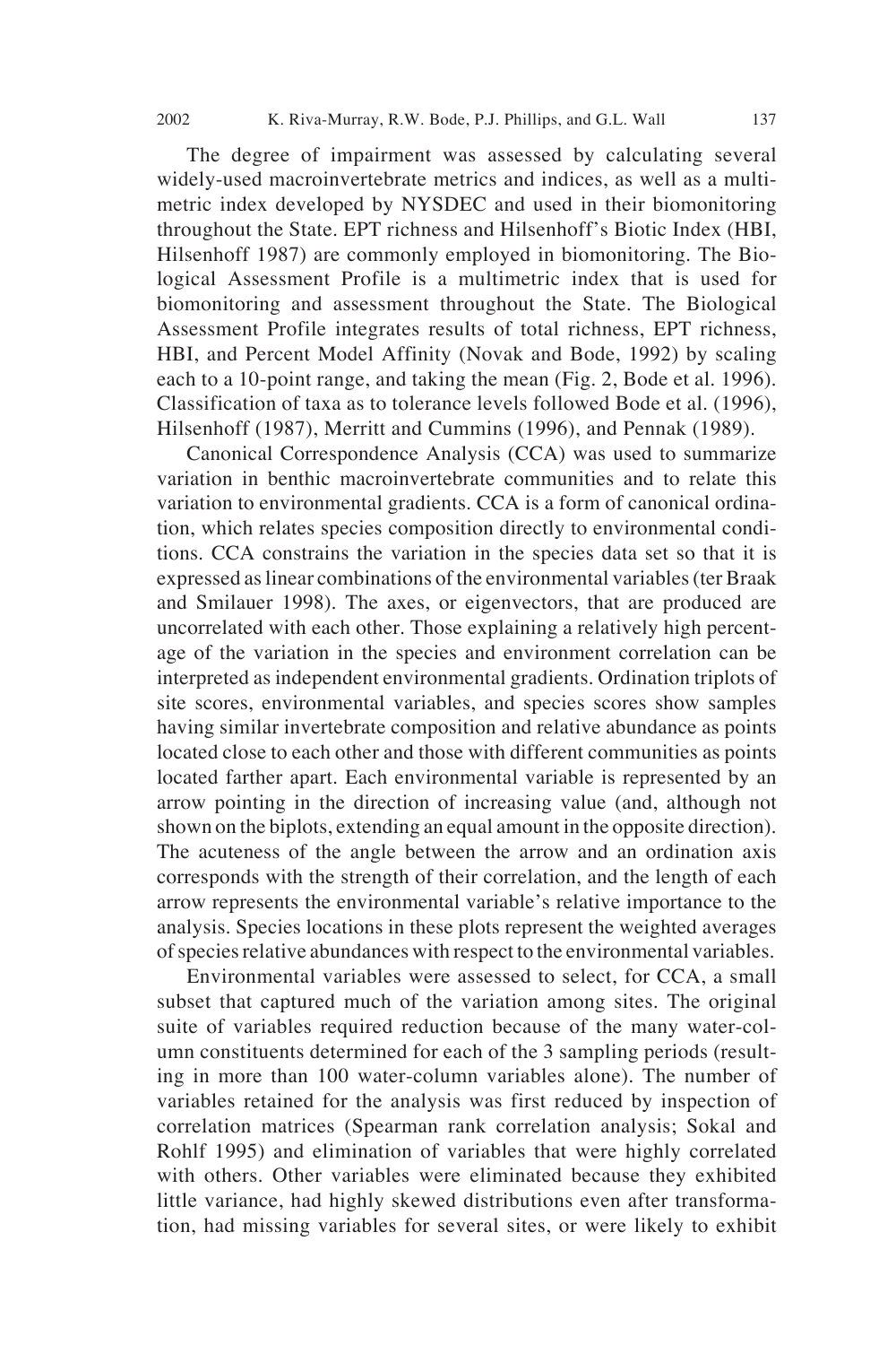The degree of impairment was assessed by calculating several widely-used macroinvertebrate metrics and indices, as well as a multimetric index developed by NYSDEC and used in their biomonitoring throughout the State. EPT richness and Hilsenhoff's Biotic Index (HBI, Hilsenhoff 1987) are commonly employed in biomonitoring. The Biological Assessment Profile is a multimetric index that is used for biomonitoring and assessment throughout the State. The Biological Assessment Profile integrates results of total richness, EPT richness, HBI, and Percent Model Affinity (Novak and Bode, 1992) by scaling each to a 10-point range, and taking the mean (Fig. 2, Bode et al. 1996). Classification of taxa as to tolerance levels followed Bode et al. (1996), Hilsenhoff (1987), Merritt and Cummins (1996), and Pennak (1989).

Canonical Correspondence Analysis (CCA) was used to summarize variation in benthic macroinvertebrate communities and to relate this variation to environmental gradients. CCA is a form of canonical ordination, which relates species composition directly to environmental conditions. CCA constrains the variation in the species data set so that it is expressed as linear combinations of the environmental variables (ter Braak and Smilauer 1998). The axes, or eigenvectors, that are produced are uncorrelated with each other. Those explaining a relatively high percentage of the variation in the species and environment correlation can be interpreted as independent environmental gradients. Ordination triplots of site scores, environmental variables, and species scores show samples having similar invertebrate composition and relative abundance as points located close to each other and those with different communities as points located farther apart. Each environmental variable is represented by an arrow pointing in the direction of increasing value (and, although not shown on the biplots, extending an equal amount in the opposite direction). The acuteness of the angle between the arrow and an ordination axis corresponds with the strength of their correlation, and the length of each arrow represents the environmental variable's relative importance to the analysis. Species locations in these plots represent the weighted averages of species relative abundances with respect to the environmental variables.

Environmental variables were assessed to select, for CCA, a small subset that captured much of the variation among sites. The original suite of variables required reduction because of the many water-column constituents determined for each of the 3 sampling periods (resulting in more than 100 water-column variables alone). The number of variables retained for the analysis was first reduced by inspection of correlation matrices (Spearman rank correlation analysis; Sokal and Rohlf 1995) and elimination of variables that were highly correlated with others. Other variables were eliminated because they exhibited little variance, had highly skewed distributions even after transformation, had missing variables for several sites, or were likely to exhibit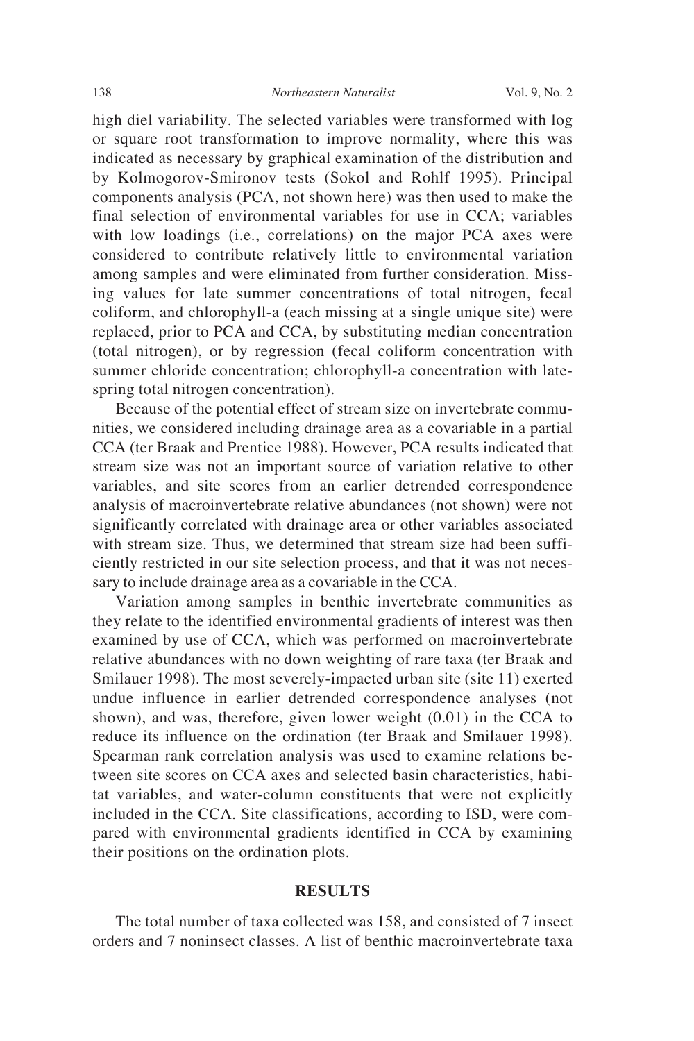high diel variability. The selected variables were transformed with log or square root transformation to improve normality, where this was indicated as necessary by graphical examination of the distribution and by Kolmogorov-Smironov tests (Sokol and Rohlf 1995). Principal components analysis (PCA, not shown here) was then used to make the final selection of environmental variables for use in CCA; variables with low loadings (i.e., correlations) on the major PCA axes were considered to contribute relatively little to environmental variation among samples and were eliminated from further consideration. Missing values for late summer concentrations of total nitrogen, fecal coliform, and chlorophyll-a (each missing at a single unique site) were replaced, prior to PCA and CCA, by substituting median concentration (total nitrogen), or by regression (fecal coliform concentration with summer chloride concentration; chlorophyll-a concentration with late-spring total nitrogen concentration).

Because of the potential effect of stream size on invertebrate communities, we considered including drainage area as a covariable in a partial CCA (ter Braak and Prentice 1988). However, PCA results indicated that stream size was not an important source of variation relative to other variables, and site scores from an earlier detrended correspondence analysis of macroinvertebrate relative abundances (not shown) were not significantly correlated with drainage area or other variables associated with stream size. Thus, we determined that stream size had been sufficiently restricted in our site selection process, and that it was not necessary to include drainage area as a covariable in the CCA.

Variation among samples in benthic invertebrate communities as they relate to the identified environmental gradients of interest was then examined by use of CCA, which was performed on macroinvertebrate relative abundances with no down weighting of rare taxa (ter Braak and Smilauer 1998). The most severely-impacted urban site (site 11) exerted undue influence in earlier detrended correspondence analyses (not shown), and was, therefore, given lower weight (0.01) in the CCA to reduce its influence on the ordination (ter Braak and Smilauer 1998). Spearman rank correlation analysis was used to examine relations between site scores on CCA axes and selected basin characteristics, habitat variables, and water-column constituents that were not explicitly included in the CCA. Site classifications, according to ISD, were compared with environmental gradients identified in CCA by examining their positions on the ordination plots.

## RESULTS

The total number of taxa collected was 158, and consisted of 7 insect orders and 7 noninsect classes. A list of benthic macroinvertebrate taxa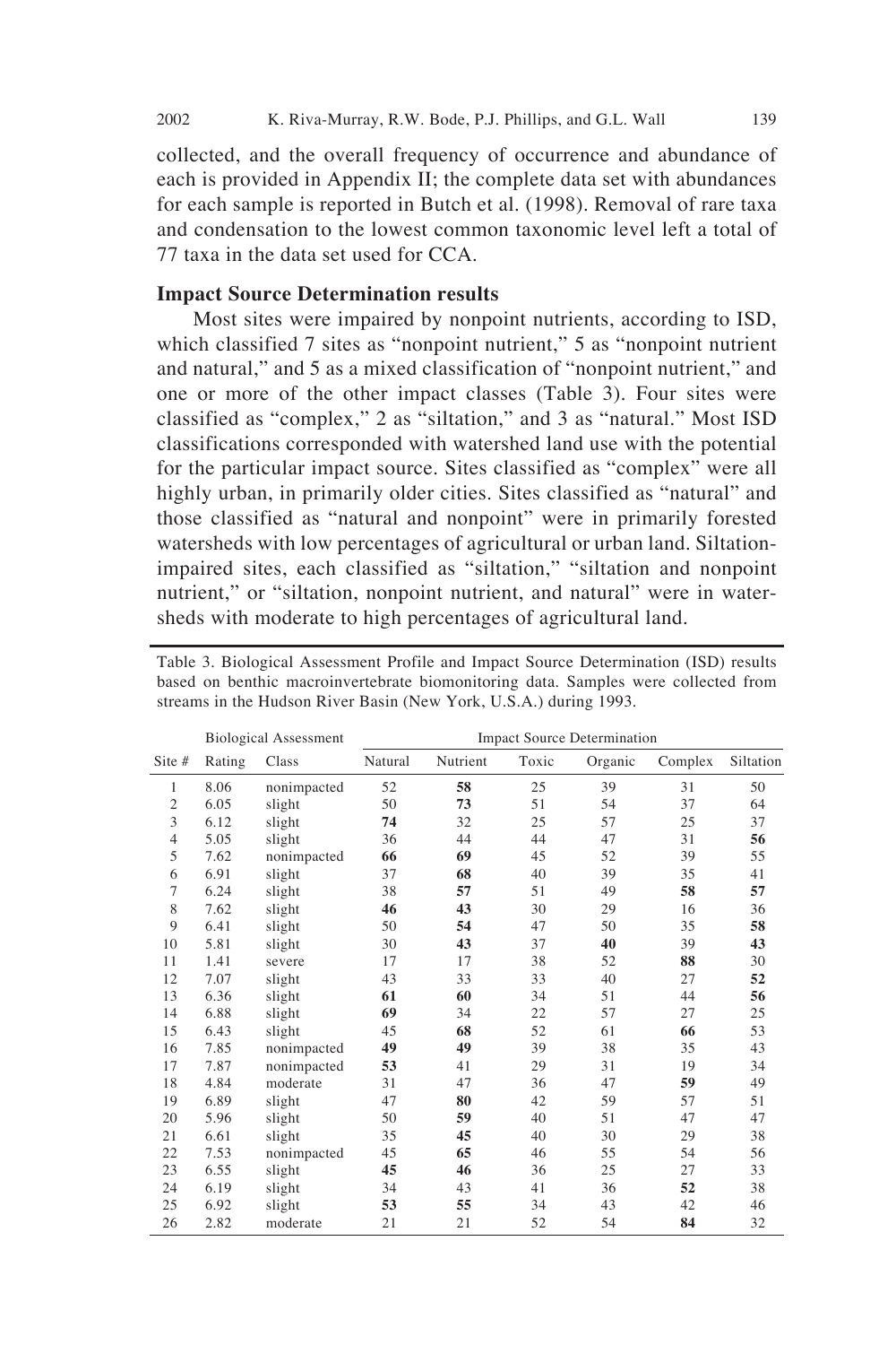collected, and the overall frequency of occurrence and abundance of each is provided in Appendix II; the complete data set with abundances for each sample is reported in Butch et al. (1998). Removal of rare taxa and condensation to the lowest common taxonomic level left a total of 77 taxa in the data set used for CCA.

### Impact Source Determination results

Most sites were impaired by nonpoint nutrients, according to ISD, which classified 7 sites as "nonpoint nutrient," 5 as "nonpoint nutrient and natural," and 5 as a mixed classification of "nonpoint nutrient," and one or more of the other impact classes (Table 3). Four sites were classified as "complex," 2 as "siltation," and 3 as "natural." Most ISD classifications corresponded with watershed land use with the potential for the particular impact source. Sites classified as "complex" were all highly urban, in primarily older cities. Sites classified as "natural" and those classified as "natural and nonpoint" were in primarily forested watersheds with low percentages of agricultural or urban land. Siltation-impaired sites, each classified as "siltation," "siltation and nonpoint nutrient," or "siltation, nonpoint nutrient, and natural" were in watersheds with moderate to high percentages of agricultural land.

Table 3. Biological Assessment Profile and Impact Source Determination (ISD) results based on benthic macroinvertebrate biomonitoring data. Samples were collected from streams in the Hudson River Basin (New York, U.S.A.) during 1993.

| | Biological Assessment | | Impact Source Determination | | | | | |
|---|---|---|---|---|---|---|---|---|
| Site # | Rating | Class | Natural | Nutrient | Toxic | Organic | Complex | Siltation |
| 1 | 8.06 | nonimpacted | 52 | **58** | 25 | 39 | 31 | 50 |
| 2 | 6.05 | slight | 50 | **73** | 51 | 54 | 37 | 64 |
| 3 | 6.12 | slight | **74** | 32 | 25 | 57 | 25 | 37 |
| 4 | 5.05 | slight | 36 | 44 | 44 | 47 | 31 | **56** |
| 5 | 7.62 | nonimpacted | **66** | **69** | 45 | 52 | 39 | 55 |
| 6 | 6.91 | slight | 37 | **68** | 40 | 39 | 35 | 41 |
| 7 | 6.24 | slight | 38 | **57** | 51 | 49 | **58** | **57** |
| 8 | 7.62 | slight | **46** | **43** | 30 | 29 | 16 | 36 |
| 9 | 6.41 | slight | 50 | **54** | 47 | 50 | 35 | **58** |
| 10 | 5.81 | slight | 30 | **43** | 37 | **40** | 39 | **43** |
| 11 | 1.41 | severe | 17 | 17 | 38 | 52 | **88** | 30 |
| 12 | 7.07 | slight | 43 | 33 | 33 | 40 | 27 | **52** |
| 13 | 6.36 | slight | **61** | **60** | 34 | 51 | 44 | **56** |
| 14 | 6.88 | slight | **69** | 34 | 22 | 57 | 27 | 25 |
| 15 | 6.43 | slight | 45 | **68** | 52 | 61 | **66** | 53 |
| 16 | 7.85 | nonimpacted | **49** | **49** | 39 | 38 | 35 | 43 |
| 17 | 7.87 | nonimpacted | **53** | 41 | 29 | 31 | 19 | 34 |
| 18 | 4.84 | moderate | 31 | 47 | 36 | 47 | **59** | 49 |
| 19 | 6.89 | slight | 47 | **80** | 42 | 59 | 57 | 51 |
| 20 | 5.96 | slight | 50 | **59** | 40 | 51 | 47 | 47 |
| 21 | 6.61 | slight | 35 | **45** | 40 | 30 | 29 | 38 |
| 22 | 7.53 | nonimpacted | 45 | **65** | 46 | 55 | 54 | 56 |
| 23 | 6.55 | slight | **45** | **46** | 36 | 25 | 27 | 33 |
| 24 | 6.19 | slight | 34 | 43 | 41 | 36 | **52** | 38 |
| 25 | 6.92 | slight | **53** | **55** | 34 | 43 | 42 | 46 |
| 26 | 2.82 | moderate | 21 | 21 | 52 | 54 | **84** | 32 |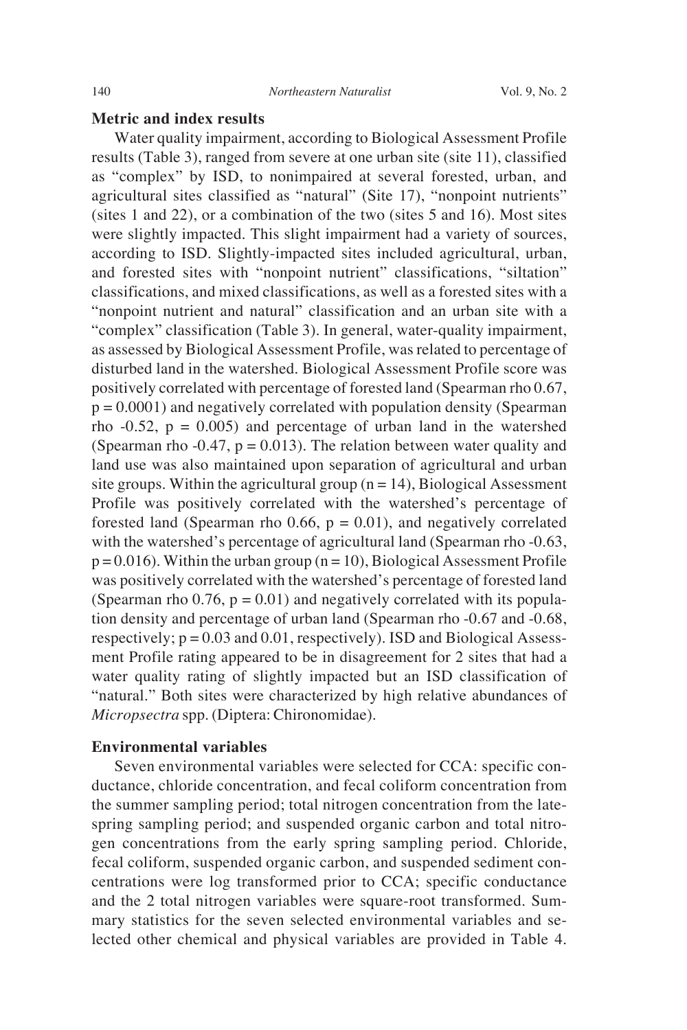### Metric and index results

Water quality impairment, according to Biological Assessment Profile results (Table 3), ranged from severe at one urban site (site 11), classified as "complex" by ISD, to nonimpaired at several forested, urban, and agricultural sites classified as "natural" (Site 17), "nonpoint nutrients" (sites 1 and 22), or a combination of the two (sites 5 and 16). Most sites were slightly impacted. This slight impairment had a variety of sources, according to ISD. Slightly-impacted sites included agricultural, urban, and forested sites with "nonpoint nutrient" classifications, "siltation" classifications, and mixed classifications, as well as a forested sites with a "nonpoint nutrient and natural" classification and an urban site with a "complex" classification (Table 3). In general, water-quality impairment, as assessed by Biological Assessment Profile, was related to percentage of disturbed land in the watershed. Biological Assessment Profile score was positively correlated with percentage of forested land (Spearman rho 0.67, $p = 0.0001$) and negatively correlated with population density (Spearman rho -0.52, $p = 0.005$) and percentage of urban land in the watershed (Spearman rho -0.47, $p = 0.013$). The relation between water quality and land use was also maintained upon separation of agricultural and urban site groups. Within the agricultural group ($n = 14$), Biological Assessment Profile was positively correlated with the watershed's percentage of forested land (Spearman rho 0.66, $p = 0.01$), and negatively correlated with the watershed's percentage of agricultural land (Spearman rho -0.63, $p = 0.016$). Within the urban group ($n = 10$), Biological Assessment Profile was positively correlated with the watershed's percentage of forested land (Spearman rho 0.76, $p = 0.01$) and negatively correlated with its population density and percentage of urban land (Spearman rho -0.67 and -0.68, respectively; $p = 0.03$ and 0.01, respectively). ISD and Biological Assessment Profile rating appeared to be in disagreement for 2 sites that had a water quality rating of slightly impacted but an ISD classification of "natural." Both sites were characterized by high relative abundances of *Micropsectra* spp. (Diptera: Chironomidae).

### Environmental variables

Seven environmental variables were selected for CCA: specific conductance, chloride concentration, and fecal coliform concentration from the summer sampling period; total nitrogen concentration from the late-spring sampling period; and suspended organic carbon and total nitrogen concentrations from the early spring sampling period. Chloride, fecal coliform, suspended organic carbon, and suspended sediment concentrations were log transformed prior to CCA; specific conductance and the 2 total nitrogen variables were square-root transformed. Summary statistics for the seven selected environmental variables and selected other chemical and physical variables are provided in Table 4.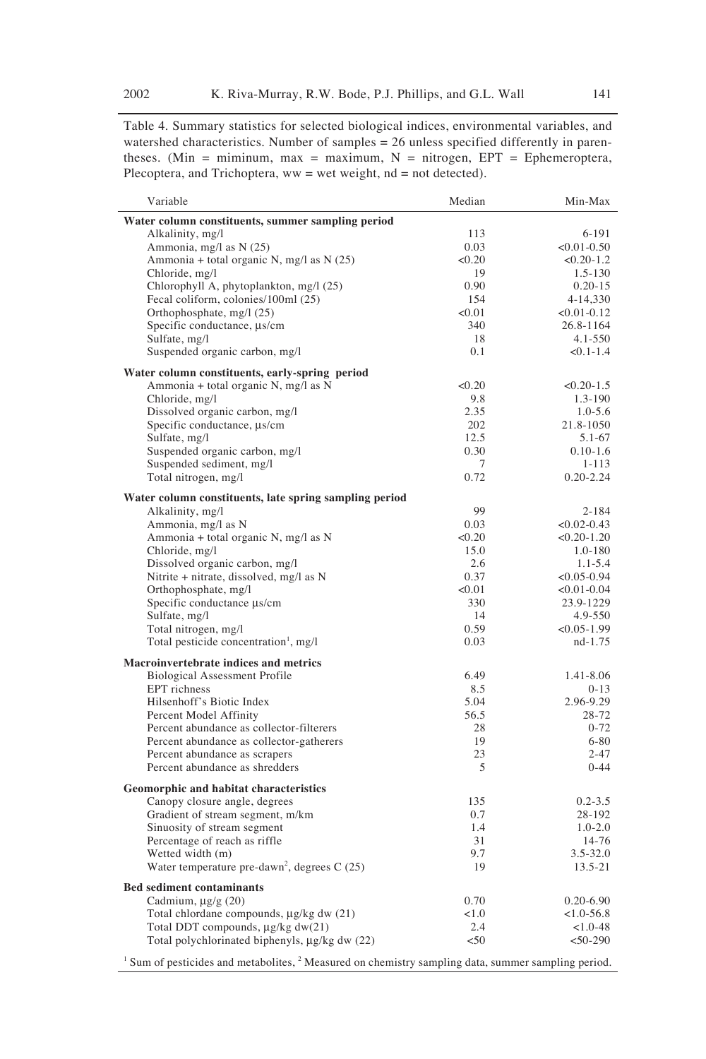Table 4. Summary statistics for selected biological indices, environmental variables, and watershed characteristics. Number of samples = 26 unless specified differently in parentheses. (Min = miminum, max = maximum, N = nitrogen, EPT = Ephemeroptera, Plecoptera, and Trichoptera, ww = wet weight, nd = not detected).

| Variable | Median | Min-Max |
|---|---|---|
| **Water column constituents, summer sampling period** | | |
| Alkalinity, mg/l | 113 | 6-191 |
| Ammonia, mg/l as N (25) | 0.03 | <0.01-0.50 |
| Ammonia + total organic N, mg/l as N (25) | <0.20 | <0.20-1.2 |
| Chloride, mg/l | 19 | 1.5-130 |
| Chlorophyll A, phytoplankton, mg/l (25) | 0.90 | 0.20-15 |
| Fecal coliform, colonies/100ml (25) | 154 | 4-14,330 |
| Orthophosphate, mg/l (25) | <0.01 | <0.01-0.12 |
| Specific conductance, µs/cm | 340 | 26.8-1164 |
| Sulfate, mg/l | 18 | 4.1-550 |
| Suspended organic carbon, mg/l | 0.1 | <0.1-1.4 |
| **Water column constituents, early-spring period** | | |
| Ammonia + total organic N, mg/l as N | <0.20 | <0.20-1.5 |
| Chloride, mg/l | 9.8 | 1.3-190 |
| Dissolved organic carbon, mg/l | 2.35 | 1.0-5.6 |
| Specific conductance, µs/cm | 202 | 21.8-1050 |
| Sulfate, mg/l | 12.5 | 5.1-67 |
| Suspended organic carbon, mg/l | 0.30 | 0.10-1.6 |
| Suspended sediment, mg/l | 7 | 1-113 |
| Total nitrogen, mg/l | 0.72 | 0.20-2.24 |
| **Water column constituents, late spring sampling period** | | |
| Alkalinity, mg/l | 99 | 2-184 |
| Ammonia, mg/l as N | 0.03 | <0.02-0.43 |
| Ammonia + total organic N, mg/l as N | <0.20 | <0.20-1.20 |
| Chloride, mg/l | 15.0 | 1.0-180 |
| Dissolved organic carbon, mg/l | 2.6 | 1.1-5.4 |
| Nitrite + nitrate, dissolved, mg/l as N | 0.37 | <0.05-0.94 |
| Orthophosphate, mg/l | <0.01 | <0.01-0.04 |
| Specific conductance µs/cm | 330 | 23.9-1229 |
| Sulfate, mg/l | 14 | 4.9-550 |
| Total nitrogen, mg/l | 0.59 | <0.05-1.99 |
| Total pesticide concentration[1], mg/l | 0.03 | nd-1.75 |
| **Macroinvertebrate indices and metrics** | | |
| Biological Assessment Profile | 6.49 | 1.41-8.06 |
| EPT richness | 8.5 | 0-13 |
| Hilsenhoff's Biotic Index | 5.04 | 2.96-9.29 |
| Percent Model Affinity | 56.5 | 28-72 |
| Percent abundance as collector-filterers | 28 | 0-72 |
| Percent abundance as collector-gatherers | 19 | 6-80 |
| Percent abundance as scrapers | 23 | 2-47 |
| Percent abundance as shredders | 5 | 0-44 |
| **Geomorphic and habitat characteristics** | | |
| Canopy closure angle, degrees | 135 | 0.2-3.5 |
| Gradient of stream segment, m/km | 0.7 | 28-192 |
| Sinuosity of stream segment | 1.4 | 1.0-2.0 |
| Percentage of reach as riffle | 31 | 14-76 |
| Wetted width (m) | 9.7 | 3.5-32.0 |
| Water temperature pre-dawn[2], degrees C (25) | 19 | 13.5-21 |
| **Bed sediment contaminants** | | |
| Cadmium, µg/g (20) | 0.70 | 0.20-6.90 |
| Total chlordane compounds, µg/kg dw (21) | <1.0 | <1.0-56.8 |
| Total DDT compounds, µg/kg dw(21) | 2.4 | <1.0-48 |
| Total polychlorinated biphenyls, µg/kg dw (22) | <50 | <50-290 |

[1] Sum of pesticides and metabolites, [2] Measured on chemistry sampling data, summer sampling period.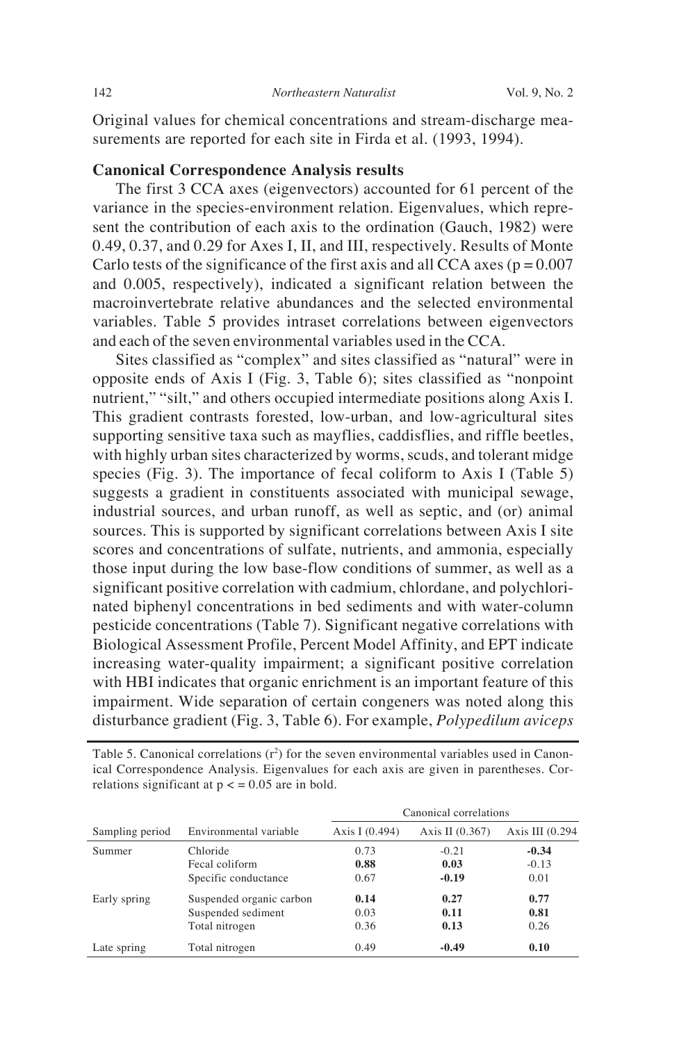Original values for chemical concentrations and stream-discharge measurements are reported for each site in Firda et al. (1993, 1994).

### Canonical Correspondence Analysis results

The first 3 CCA axes (eigenvectors) accounted for 61 percent of the variance in the species-environment relation. Eigenvalues, which represent the contribution of each axis to the ordination (Gauch, 1982) were 0.49, 0.37, and 0.29 for Axes I, II, and III, respectively. Results of Monte Carlo tests of the significance of the first axis and all CCA axes ($p = 0.007$ and 0.005, respectively), indicated a significant relation between the macroinvertebrate relative abundances and the selected environmental variables. Table 5 provides intraset correlations between eigenvectors and each of the seven environmental variables used in the CCA.

Sites classified as "complex" and sites classified as "natural" were in opposite ends of Axis I (Fig. 3, Table 6); sites classified as "nonpoint nutrient," "silt," and others occupied intermediate positions along Axis I. This gradient contrasts forested, low-urban, and low-agricultural sites supporting sensitive taxa such as mayflies, caddisflies, and riffle beetles, with highly urban sites characterized by worms, scuds, and tolerant midge species (Fig. 3). The importance of fecal coliform to Axis I (Table 5) suggests a gradient in constituents associated with municipal sewage, industrial sources, and urban runoff, as well as septic, and (or) animal sources. This is supported by significant correlations between Axis I site scores and concentrations of sulfate, nutrients, and ammonia, especially those input during the low base-flow conditions of summer, as well as a significant positive correlation with cadmium, chlordane, and polychlorinated biphenyl concentrations in bed sediments and with water-column pesticide concentrations (Table 7). Significant negative correlations with Biological Assessment Profile, Percent Model Affinity, and EPT indicate increasing water-quality impairment; a significant positive correlation with HBI indicates that organic enrichment is an important feature of this impairment. Wide separation of certain congeners was noted along this disturbance gradient (Fig. 3, Table 6). For example, *Polypedilum aviceps*

Table 5. Canonical correlations ($r^2$) for the seven environmental variables used in Canonical Correspondence Analysis. Eigenvalues for each axis are given in parentheses. Correlations significant at $p <= 0.05$ are in bold.

| | | Canonical correlations | | |
|---|---|---|---|---|
| Sampling period | Environmental variable | Axis I (0.494) | Axis II (0.367) | Axis III (0.294 |
| Summer | Chloride | 0.73 | -0.21 | **-0.34** |
| | Fecal coliform | **0.88** | **0.03** | -0.13 |
| | Specific conductance | 0.67 | **-0.19** | 0.01 |
| Early spring | Suspended organic carbon | **0.14** | **0.27** | **0.77** |
| | Suspended sediment | 0.03 | **0.11** | **0.81** |
| | Total nitrogen | 0.36 | **0.13** | 0.26 |
| Late spring | Total nitrogen | 0.49 | **-0.49** | **0.10** |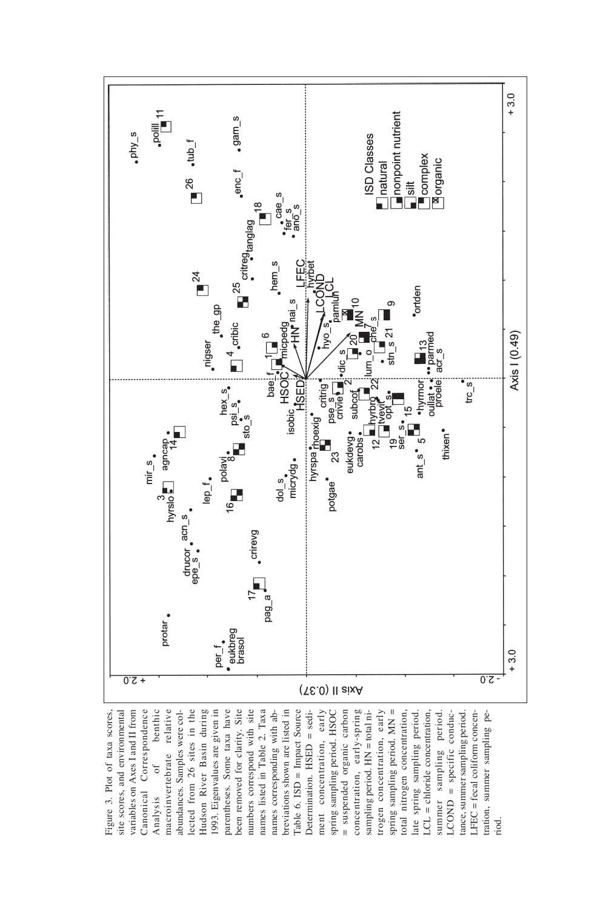Figure 3. Plot of taxa scores, site scores, and environmental variables on Axes I and II from Canonical Correspondence Analysis of benthic macroinvertebrate relative abundances. Samples were collected from 26 sites in the Hudson River Basin during 1993. Eigenvalues are given in parentheses. Some taxa have been removed for clarity. Site numbers correspond with site names listed in Table 2. Taxa names corresponding with abbreviations shown are listed in Table 6. ISD = Impact Source Determination. HSED = sediment concentration, early spring sampling period. HSOC = suspended organic carbon concentration, early-spring sampling period. HN = total nitrogen concentration, early spring sampling period. MN = total nitrogen concentration, late spring sampling period. LCL = chloride concentration, summer sampling period. LCOND = specific conductance, summer sampling period. LFEC = fecal coliform concentration, summer sampling period.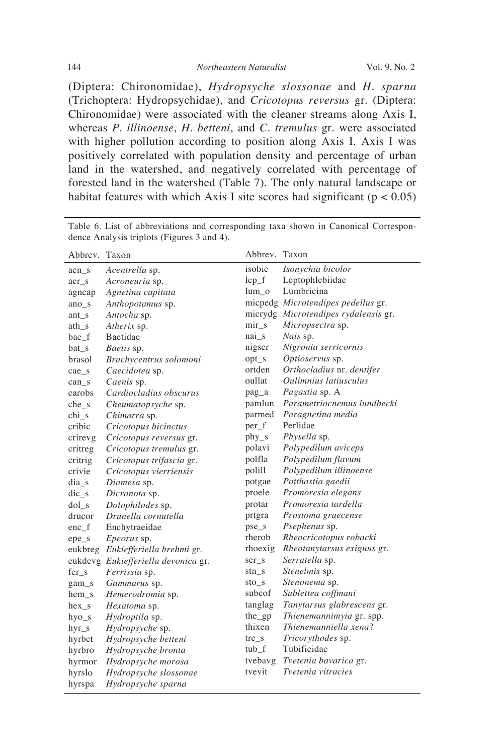(Diptera: Chironomidae), *Hydropsyche slossonae* and *H. sparna* (Trichoptera: Hydropsychidae), and *Cricotopus reversus* gr. (Diptera: Chironomidae) were associated with the cleaner streams along Axis I, whereas *P. illinoense*, *H. betteni*, and *C. tremulus* gr. were associated with higher pollution according to position along Axis I. Axis I was positively correlated with population density and percentage of urban land in the watershed, and negatively correlated with percentage of forested land in the watershed (Table 7). The only natural landscape or habitat features with which Axis I site scores had significant ($p < 0.05$)

Table 6. List of abbreviations and corresponding taxa shown in Canonical Correspondence Analysis triplots (Figures 3 and 4).

| Abbrev. | Taxon | Abbrev. | Taxon |
|---|---|---|---|
| acn_s | *Acentrella* sp. | isobic | *Isonychia bicolor* |
| acr_s | *Acroneuria* sp. | lep_f | Leptophlebiidae |
| agncap | *Agnetina capitata* | lum_o | Lumbricina |
| ano_s | *Anthopotamus* sp. | micpedg | *Microtendipes pedellus* gr. |
| ant_s | *Antocha* sp. | micrydg | *Microtendipes rydalensis* gr. |
| ath_s | *Atherix* sp. | mir_s | *Micropsectra* sp. |
| bae_f | Baetidae | nai_s | *Nais* sp. |
| bat_s | *Baetis* sp. | nigser | *Nigronia serricornis* |
| brasol | *Brachycentrus solomoni* | opt_s | *Optioservus* sp. |
| cae_s | *Caecidotea* sp. | ortden | *Orthocladius* nr. *dentifer* |
| can_s | *Caenis* sp. | oullat | *Oulimnius latiusculus* |
| carobs | *Cardiocladius obscurus* | pag_a | *Pagastia* sp. A |
| che_s | *Cheumatopsyche* sp. | pamlun | *Parametriocnemus lundbecki* |
| chi_s | *Chimarra* sp. | parmed | *Paragnetina media* |
| cribic | *Cricotopus bicinctus* | per_f | Perlidae |
| crirevg | *Cricotopus reversus* gr. | phy_s | *Physella* sp. |
| critreg | *Cricotopus tremulus* gr. | polavi | *Polypedilum aviceps* |
| critrig | *Cricotopus trifascia* gr. | polfla | *Polypedilum flavum* |
| crivie | *Cricotopus vierriensis* | polill | *Polypedilum illinoense* |
| dia_s | *Diamesa* sp. | potgae | *Potthastia gaedii* |
| dic_s | *Dicranota* sp. | proele | *Promoresia elegans* |
| dol_s | *Dolophilodes* sp. | protar | *Promoresia tardella* |
| drucor | *Drunella cornutella* | prtgra | *Prostoma graecense* |
| enc_f | Enchytraeidae | pse_s | *Psephenus* sp. |
| epe_s | *Epeorus* sp. | rherob | *Rheocricotopus robacki* |
| eukbreg | *Eukiefferiella brehmi* gr. | rhoexig | *Rheotanytarsus exiguus* gr. |
| eukdevg | *Eukiefferiella devonica* gr. | ser_s | *Serratella* sp. |
| fer_s | *Ferrissia* sp. | stn_s | *Stenelmis* sp. |
| gam_s | *Gammarus* sp. | sto_s | *Stenonema* sp. |
| hem_s | *Hemerodromia* sp. | subcof | *Sublettea coffmani* |
| hex_s | *Hexatoma* sp. | tanglag | *Tanytarsus glabrescens* gr. |
| hyo_s | *Hydroptila* sp. | the_gp | *Thienemannimyia* gr. spp. |
| hyr_s | *Hydropsyche* sp. | thixen | *Thienemanniella xena*? |
| hyrbet | *Hydropsyche betteni* | trc_s | *Tricorythodes* sp. |
| hyrbro | *Hydropsyche bronta* | tub_f | Tubificidae |
| hyrmor | *Hydropsyche morosa* | tvebavg | *Tvetenia bavarica* gr. |
| hyrslo | *Hydropsyche slossonae* | tvevit | *Tvetenia vitracies* |
| hyrspa | *Hydropsyche sparna* | | |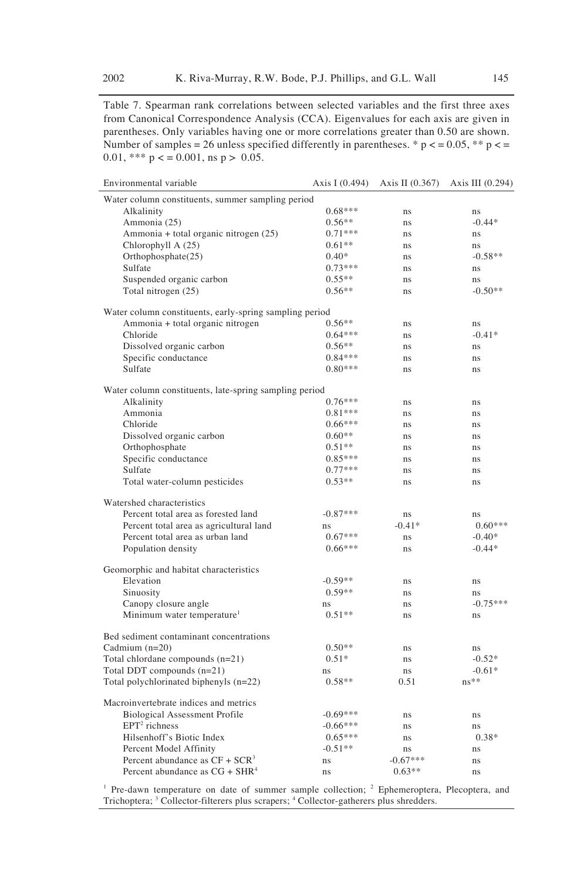Table 7. Spearman rank correlations between selected variables and the first three axes from Canonical Correspondence Analysis (CCA). Eigenvalues for each axis are given in parentheses. Only variables having one or more correlations greater than 0.50 are shown. Number of samples = 26 unless specified differently in parentheses. * p < = 0.05, ** p < = 0.01, *** p < = 0.001, ns p > 0.05.

| Environmental variable | Axis I (0.494) | Axis II (0.367) | Axis III (0.294) |
|---|---|---|---|
| Water column constituents, summer sampling period | | | |
| Alkalinity | 0.68*** | ns | ns |
| Ammonia (25) | 0.56** | ns | -0.44* |
| Ammonia + total organic nitrogen (25) | 0.71*** | ns | ns |
| Chlorophyll A (25) | 0.61** | ns | ns |
| Orthophosphate(25) | 0.40* | ns | -0.58** |
| Sulfate | 0.73*** | ns | ns |
| Suspended organic carbon | 0.55** | ns | ns |
| Total nitrogen (25) | 0.56** | ns | -0.50** |
| Water column constituents, early-spring sampling period | | | |
| Ammonia + total organic nitrogen | 0.56** | ns | ns |
| Chloride | 0.64*** | ns | -0.41* |
| Dissolved organic carbon | 0.56** | ns | ns |
| Specific conductance | 0.84*** | ns | ns |
| Sulfate | 0.80*** | ns | ns |
| Water column constituents, late-spring sampling period | | | |
| Alkalinity | 0.76*** | ns | ns |
| Ammonia | 0.81*** | ns | ns |
| Chloride | 0.66*** | ns | ns |
| Dissolved organic carbon | 0.60** | ns | ns |
| Orthophosphate | 0.51** | ns | ns |
| Specific conductance | 0.85*** | ns | ns |
| Sulfate | 0.77*** | ns | ns |
| Total water-column pesticides | 0.53** | ns | ns |
| Watershed characteristics | | | |
| Percent total area as forested land | -0.87*** | ns | ns |
| Percent total area as agricultural land | ns | -0.41* | 0.60*** |
| Percent total area as urban land | 0.67*** | ns | -0.40* |
| Population density | 0.66*** | ns | -0.44* |
| Geomorphic and habitat characteristics | | | |
| Elevation | -0.59** | ns | ns |
| Sinuosity | 0.59** | ns | ns |
| Canopy closure angle | ns | ns | -0.75*** |
| Minimum water temperature[1] | 0.51** | ns | ns |
| Bed sediment contaminant concentrations | | | |
| Cadmium (n=20) | 0.50** | ns | ns |
| Total chlordane compounds (n=21) | 0.51* | ns | -0.52* |
| Total DDT compounds (n=21) | ns | ns | -0.61* |
| Total polychlorinated biphenyls (n=22) | 0.58** | 0.51 | ns** |
| Macroinvertebrate indices and metrics | | | |
| Biological Assessment Profile | -0.69*** | ns | ns |
| EPT[2] richness | -0.66*** | ns | ns |
| Hilsenhoff's Biotic Index | 0.65*** | ns | 0.38* |
| Percent Model Affinity | -0.51** | ns | ns |
| Percent abundance as CF + SCR[3] | ns | -0.67*** | ns |
| Percent abundance as CG + SHR[4] | ns | 0.63** | ns |

[1] Pre-dawn temperature on date of summer sample collection; [2] Ephemeroptera, Plecoptera, and Trichoptera; [3] Collector-filterers plus scrapers; [4] Collector-gatherers plus shredders.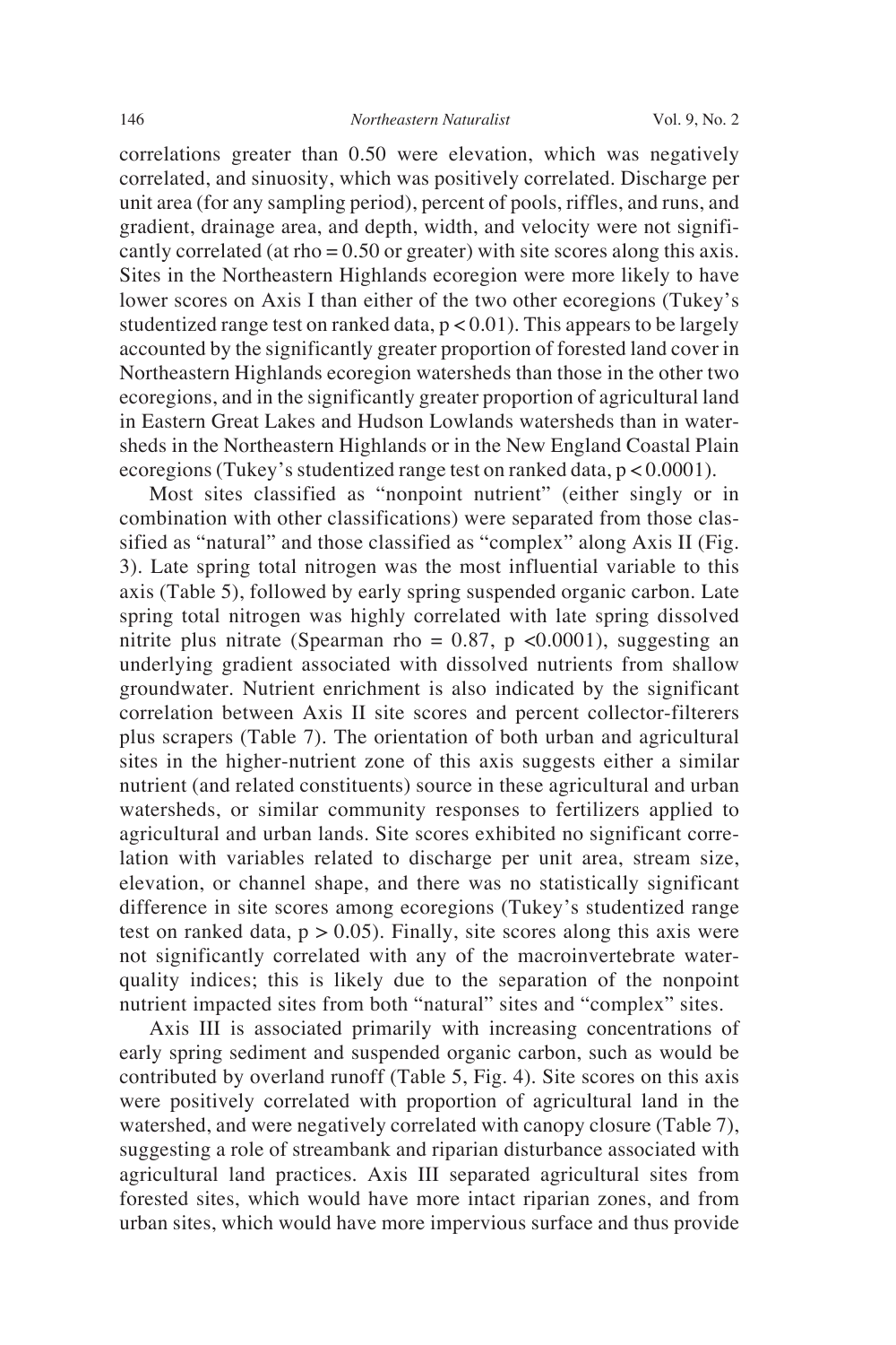correlations greater than 0.50 were elevation, which was negatively correlated, and sinuosity, which was positively correlated. Discharge per unit area (for any sampling period), percent of pools, riffles, and runs, and gradient, drainage area, and depth, width, and velocity were not significantly correlated (at rho = 0.50 or greater) with site scores along this axis. Sites in the Northeastern Highlands ecoregion were more likely to have lower scores on Axis I than either of the two other ecoregions (Tukey's studentized range test on ranked data, $p < 0.01$). This appears to be largely accounted by the significantly greater proportion of forested land cover in Northeastern Highlands ecoregion watersheds than those in the other two ecoregions, and in the significantly greater proportion of agricultural land in Eastern Great Lakes and Hudson Lowlands watersheds than in watersheds in the Northeastern Highlands or in the New England Coastal Plain ecoregions (Tukey's studentized range test on ranked data, $p < 0.0001$).

Most sites classified as "nonpoint nutrient" (either singly or in combination with other classifications) were separated from those classified as "natural" and those classified as "complex" along Axis II (Fig. 3). Late spring total nitrogen was the most influential variable to this axis (Table 5), followed by early spring suspended organic carbon. Late spring total nitrogen was highly correlated with late spring dissolved nitrite plus nitrate (Spearman rho = 0.87, $p < 0.0001$), suggesting an underlying gradient associated with dissolved nutrients from shallow groundwater. Nutrient enrichment is also indicated by the significant correlation between Axis II site scores and percent collector-filterers plus scrapers (Table 7). The orientation of both urban and agricultural sites in the higher-nutrient zone of this axis suggests either a similar nutrient (and related constituents) source in these agricultural and urban watersheds, or similar community responses to fertilizers applied to agricultural and urban lands. Site scores exhibited no significant correlation with variables related to discharge per unit area, stream size, elevation, or channel shape, and there was no statistically significant difference in site scores among ecoregions (Tukey's studentized range test on ranked data, $p > 0.05$). Finally, site scores along this axis were not significantly correlated with any of the macroinvertebrate water-quality indices; this is likely due to the separation of the nonpoint nutrient impacted sites from both "natural" sites and "complex" sites.

Axis III is associated primarily with increasing concentrations of early spring sediment and suspended organic carbon, such as would be contributed by overland runoff (Table 5, Fig. 4). Site scores on this axis were positively correlated with proportion of agricultural land in the watershed, and were negatively correlated with canopy closure (Table 7), suggesting a role of streambank and riparian disturbance associated with agricultural land practices. Axis III separated agricultural sites from forested sites, which would have more intact riparian zones, and from urban sites, which would have more impervious surface and thus provide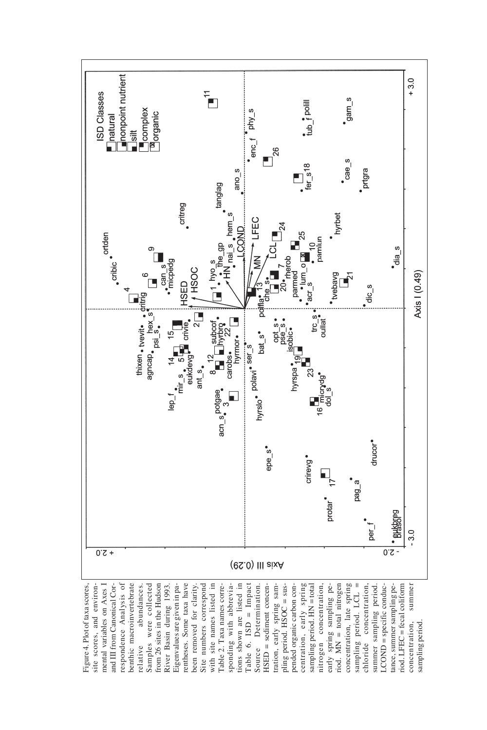Figure 4. Plot of taxa scores, site scores, and environmental variables on Axes I and III from Canonical Correspondence Analysis of benthic macroinvertebrate relative abundances. Samples were collected from 26 sites in the Hudson River Basin during 1993. Eigenvalues are given in parentheses. Some taxa have been removed for clarity. Site numbers correspond with site names listed in Table 2. Taxa names corresponding with abbreviations shown are listed in Table 6. ISD = Impact Source Determination. HSED = sediment concentration, early spring sampling period. HSOC = suspended organic carbon concentration, early spring sampling period. HN = total nitrogen concentration, early spring sampling period. MN = total nitrogen concentration, late spring sampling period. LCL = chloride concentration, summer sampling period. LCOND = specific conductance, summer sampling period. LFEC = fecal coliform concentration, summer sampling period.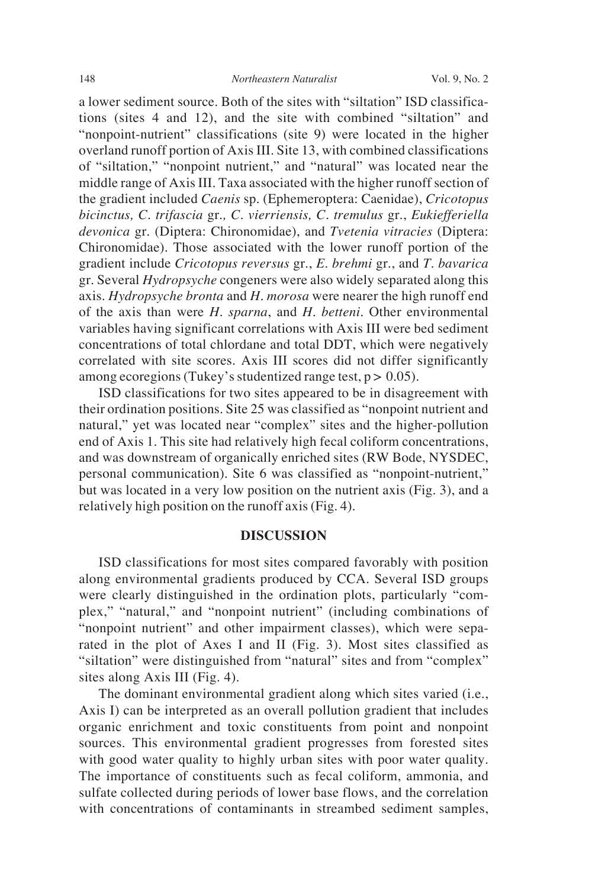a lower sediment source. Both of the sites with "siltation" ISD classifications (sites 4 and 12), and the site with combined "siltation" and "nonpoint-nutrient" classifications (site 9) were located in the higher overland runoff portion of Axis III. Site 13, with combined classifications of "siltation," "nonpoint nutrient," and "natural" was located near the middle range of Axis III. Taxa associated with the higher runoff section of the gradient included *Caenis* sp. (Ephemeroptera: Caenidae), *Cricotopus bicinctus, C. trifascia* gr.*, C. vierriensis, C. tremulus* gr., *Eukiefferiella devonica* gr. (Diptera: Chironomidae), and *Tvetenia vitracies* (Diptera: Chironomidae). Those associated with the lower runoff portion of the gradient include *Cricotopus reversus* gr., *E. brehmi* gr., and *T. bavarica* gr. Several *Hydropsyche* congeners were also widely separated along this axis. *Hydropsyche bronta* and *H. morosa* were nearer the high runoff end of the axis than were *H. sparna*, and *H. betteni*. Other environmental variables having significant correlations with Axis III were bed sediment concentrations of total chlordane and total DDT, which were negatively correlated with site scores. Axis III scores did not differ significantly among ecoregions (Tukey's studentized range test, $p > 0.05$).

ISD classifications for two sites appeared to be in disagreement with their ordination positions. Site 25 was classified as "nonpoint nutrient and natural," yet was located near "complex" sites and the higher-pollution end of Axis 1. This site had relatively high fecal coliform concentrations, and was downstream of organically enriched sites (RW Bode, NYSDEC, personal communication). Site 6 was classified as "nonpoint-nutrient," but was located in a very low position on the nutrient axis (Fig. 3), and a relatively high position on the runoff axis (Fig. 4).

## DISCUSSION

ISD classifications for most sites compared favorably with position along environmental gradients produced by CCA. Several ISD groups were clearly distinguished in the ordination plots, particularly "complex," "natural," and "nonpoint nutrient" (including combinations of "nonpoint nutrient" and other impairment classes), which were separated in the plot of Axes I and II (Fig. 3). Most sites classified as "siltation" were distinguished from "natural" sites and from "complex" sites along Axis III (Fig. 4).

The dominant environmental gradient along which sites varied (i.e., Axis I) can be interpreted as an overall pollution gradient that includes organic enrichment and toxic constituents from point and nonpoint sources. This environmental gradient progresses from forested sites with good water quality to highly urban sites with poor water quality. The importance of constituents such as fecal coliform, ammonia, and sulfate collected during periods of lower base flows, and the correlation with concentrations of contaminants in streambed sediment samples,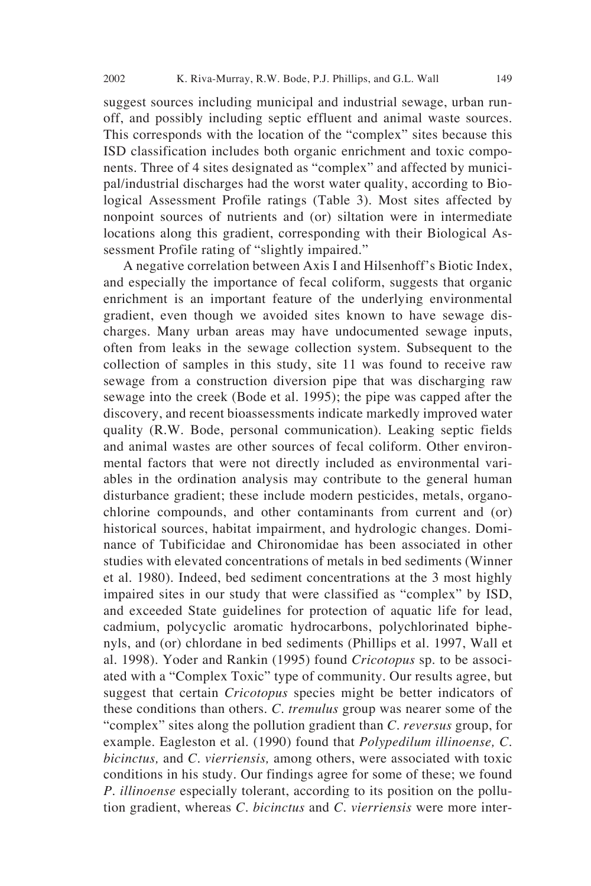suggest sources including municipal and industrial sewage, urban runoff, and possibly including septic effluent and animal waste sources. This corresponds with the location of the "complex" sites because this ISD classification includes both organic enrichment and toxic components. Three of 4 sites designated as "complex" and affected by municipal/industrial discharges had the worst water quality, according to Biological Assessment Profile ratings (Table 3). Most sites affected by nonpoint sources of nutrients and (or) siltation were in intermediate locations along this gradient, corresponding with their Biological Assessment Profile rating of "slightly impaired."

A negative correlation between Axis I and Hilsenhoff's Biotic Index, and especially the importance of fecal coliform, suggests that organic enrichment is an important feature of the underlying environmental gradient, even though we avoided sites known to have sewage discharges. Many urban areas may have undocumented sewage inputs, often from leaks in the sewage collection system. Subsequent to the collection of samples in this study, site 11 was found to receive raw sewage from a construction diversion pipe that was discharging raw sewage into the creek (Bode et al. 1995); the pipe was capped after the discovery, and recent bioassessments indicate markedly improved water quality (R.W. Bode, personal communication). Leaking septic fields and animal wastes are other sources of fecal coliform. Other environmental factors that were not directly included as environmental variables in the ordination analysis may contribute to the general human disturbance gradient; these include modern pesticides, metals, organochlorine compounds, and other contaminants from current and (or) historical sources, habitat impairment, and hydrologic changes. Dominance of Tubificidae and Chironomidae has been associated in other studies with elevated concentrations of metals in bed sediments (Winner et al. 1980). Indeed, bed sediment concentrations at the 3 most highly impaired sites in our study that were classified as "complex" by ISD, and exceeded State guidelines for protection of aquatic life for lead, cadmium, polycyclic aromatic hydrocarbons, polychlorinated biphenyls, and (or) chlordane in bed sediments (Phillips et al. 1997, Wall et al. 1998). Yoder and Rankin (1995) found *Cricotopus* sp. to be associated with a "Complex Toxic" type of community. Our results agree, but suggest that certain *Cricotopus* species might be better indicators of these conditions than others. *C. tremulus* group was nearer some of the "complex" sites along the pollution gradient than *C. reversus* group, for example. Eagleston et al. (1990) found that *Polypedilum illinoense, C. bicinctus,* and *C. vierriensis,* among others, were associated with toxic conditions in his study. Our findings agree for some of these; we found *P. illinoense* especially tolerant, according to its position on the pollution gradient, whereas *C. bicinctus* and *C. vierriensis* were more inter-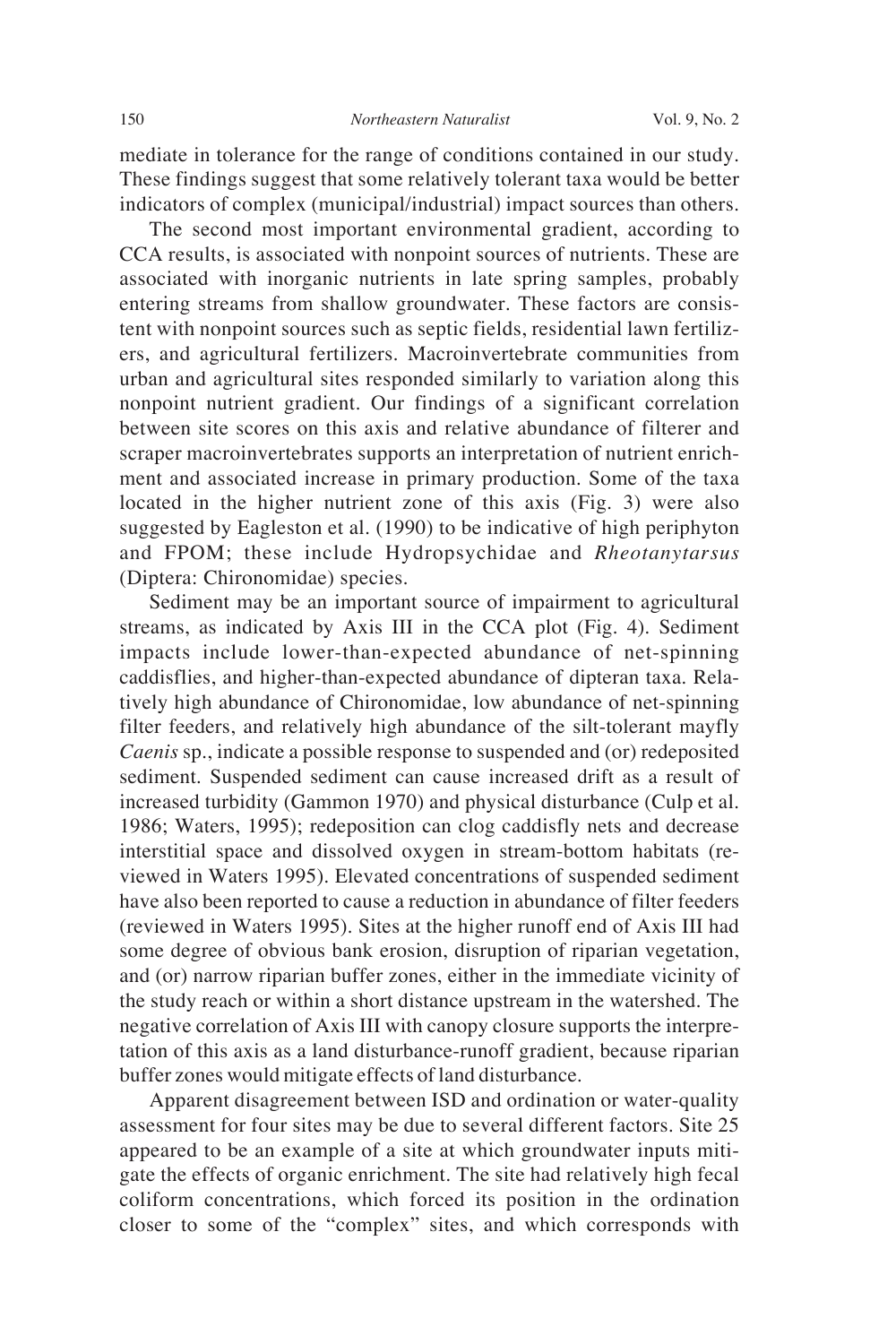mediate in tolerance for the range of conditions contained in our study. These findings suggest that some relatively tolerant taxa would be better indicators of complex (municipal/industrial) impact sources than others.

The second most important environmental gradient, according to CCA results, is associated with nonpoint sources of nutrients. These are associated with inorganic nutrients in late spring samples, probably entering streams from shallow groundwater. These factors are consistent with nonpoint sources such as septic fields, residential lawn fertilizers, and agricultural fertilizers. Macroinvertebrate communities from urban and agricultural sites responded similarly to variation along this nonpoint nutrient gradient. Our findings of a significant correlation between site scores on this axis and relative abundance of filterer and scraper macroinvertebrates supports an interpretation of nutrient enrichment and associated increase in primary production. Some of the taxa located in the higher nutrient zone of this axis (Fig. 3) were also suggested by Eagleston et al. (1990) to be indicative of high periphyton and FPOM; these include Hydropsychidae and *Rheotanytarsus* (Diptera: Chironomidae) species.

Sediment may be an important source of impairment to agricultural streams, as indicated by Axis III in the CCA plot (Fig. 4). Sediment impacts include lower-than-expected abundance of net-spinning caddisflies, and higher-than-expected abundance of dipteran taxa. Relatively high abundance of Chironomidae, low abundance of net-spinning filter feeders, and relatively high abundance of the silt-tolerant mayfly *Caenis* sp., indicate a possible response to suspended and (or) redeposited sediment. Suspended sediment can cause increased drift as a result of increased turbidity (Gammon 1970) and physical disturbance (Culp et al. 1986; Waters, 1995); redeposition can clog caddisfly nets and decrease interstitial space and dissolved oxygen in stream-bottom habitats (reviewed in Waters 1995). Elevated concentrations of suspended sediment have also been reported to cause a reduction in abundance of filter feeders (reviewed in Waters 1995). Sites at the higher runoff end of Axis III had some degree of obvious bank erosion, disruption of riparian vegetation, and (or) narrow riparian buffer zones, either in the immediate vicinity of the study reach or within a short distance upstream in the watershed. The negative correlation of Axis III with canopy closure supports the interpretation of this axis as a land disturbance-runoff gradient, because riparian buffer zones would mitigate effects of land disturbance.

Apparent disagreement between ISD and ordination or water-quality assessment for four sites may be due to several different factors. Site 25 appeared to be an example of a site at which groundwater inputs mitigate the effects of organic enrichment. The site had relatively high fecal coliform concentrations, which forced its position in the ordination closer to some of the "complex" sites, and which corresponds with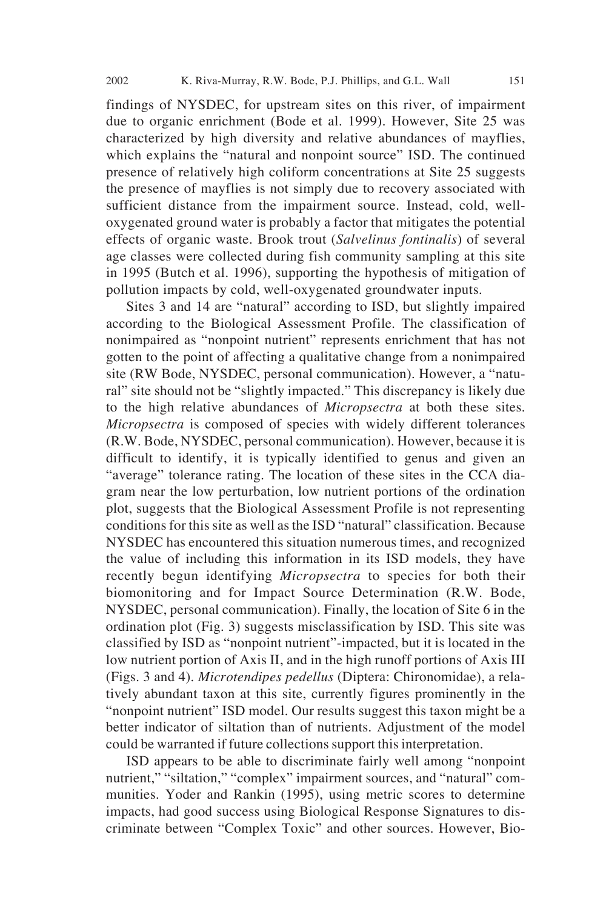findings of NYSDEC, for upstream sites on this river, of impairment due to organic enrichment (Bode et al. 1999). However, Site 25 was characterized by high diversity and relative abundances of mayflies, which explains the "natural and nonpoint source" ISD. The continued presence of relatively high coliform concentrations at Site 25 suggests the presence of mayflies is not simply due to recovery associated with sufficient distance from the impairment source. Instead, cold, well-oxygenated ground water is probably a factor that mitigates the potential effects of organic waste. Brook trout (*Salvelinus fontinalis*) of several age classes were collected during fish community sampling at this site in 1995 (Butch et al. 1996), supporting the hypothesis of mitigation of pollution impacts by cold, well-oxygenated groundwater inputs.

Sites 3 and 14 are "natural" according to ISD, but slightly impaired according to the Biological Assessment Profile. The classification of nonimpaired as "nonpoint nutrient" represents enrichment that has not gotten to the point of affecting a qualitative change from a nonimpaired site (RW Bode, NYSDEC, personal communication). However, a "natural" site should not be "slightly impacted." This discrepancy is likely due to the high relative abundances of *Micropsectra* at both these sites. *Micropsectra* is composed of species with widely different tolerances (R.W. Bode, NYSDEC, personal communication). However, because it is difficult to identify, it is typically identified to genus and given an "average" tolerance rating. The location of these sites in the CCA diagram near the low perturbation, low nutrient portions of the ordination plot, suggests that the Biological Assessment Profile is not representing conditions for this site as well as the ISD "natural" classification. Because NYSDEC has encountered this situation numerous times, and recognized the value of including this information in its ISD models, they have recently begun identifying *Micropsectra* to species for both their biomonitoring and for Impact Source Determination (R.W. Bode, NYSDEC, personal communication). Finally, the location of Site 6 in the ordination plot (Fig. 3) suggests misclassification by ISD. This site was classified by ISD as "nonpoint nutrient"-impacted, but it is located in the low nutrient portion of Axis II, and in the high runoff portions of Axis III (Figs. 3 and 4). *Microtendipes pedellus* (Diptera: Chironomidae), a relatively abundant taxon at this site, currently figures prominently in the "nonpoint nutrient" ISD model. Our results suggest this taxon might be a better indicator of siltation than of nutrients. Adjustment of the model could be warranted if future collections support this interpretation.

ISD appears to be able to discriminate fairly well among "nonpoint nutrient," "siltation," "complex" impairment sources, and "natural" communities. Yoder and Rankin (1995), using metric scores to determine impacts, had good success using Biological Response Signatures to discriminate between "Complex Toxic" and other sources. However, Bio-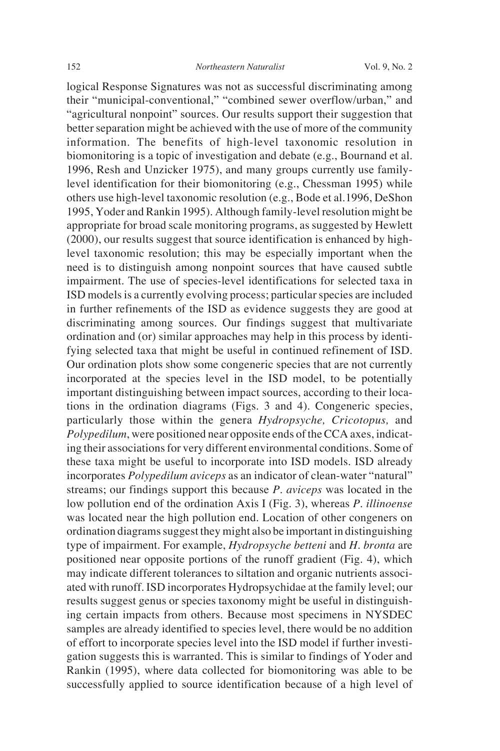logical Response Signatures was not as successful discriminating among their "municipal-conventional," "combined sewer overflow/urban," and "agricultural nonpoint" sources. Our results support their suggestion that better separation might be achieved with the use of more of the community information. The benefits of high-level taxonomic resolution in biomonitoring is a topic of investigation and debate (e.g., Bournand et al. 1996, Resh and Unzicker 1975), and many groups currently use family-level identification for their biomonitoring (e.g., Chessman 1995) while others use high-level taxonomic resolution (e.g., Bode et al.1996, DeShon 1995, Yoder and Rankin 1995). Although family-level resolution might be appropriate for broad scale monitoring programs, as suggested by Hewlett (2000), our results suggest that source identification is enhanced by high-level taxonomic resolution; this may be especially important when the need is to distinguish among nonpoint sources that have caused subtle impairment. The use of species-level identifications for selected taxa in ISD models is a currently evolving process; particular species are included in further refinements of the ISD as evidence suggests they are good at discriminating among sources. Our findings suggest that multivariate ordination and (or) similar approaches may help in this process by identifying selected taxa that might be useful in continued refinement of ISD. Our ordination plots show some congeneric species that are not currently incorporated at the species level in the ISD model, to be potentially important distinguishing between impact sources, according to their locations in the ordination diagrams (Figs. 3 and 4). Congeneric species, particularly those within the genera *Hydropsyche, Cricotopus,* and *Polypedilum*, were positioned near opposite ends of the CCA axes, indicating their associations for very different environmental conditions. Some of these taxa might be useful to incorporate into ISD models. ISD already incorporates *Polypedilum aviceps* as an indicator of clean-water "natural" streams; our findings support this because *P. aviceps* was located in the low pollution end of the ordination Axis I (Fig. 3), whereas *P. illinoense* was located near the high pollution end. Location of other congeners on ordination diagrams suggest they might also be important in distinguishing type of impairment. For example, *Hydropsyche betteni* and *H. bronta* are positioned near opposite portions of the runoff gradient (Fig. 4), which may indicate different tolerances to siltation and organic nutrients associated with runoff. ISD incorporates Hydropsychidae at the family level; our results suggest genus or species taxonomy might be useful in distinguishing certain impacts from others. Because most specimens in NYSDEC samples are already identified to species level, there would be no addition of effort to incorporate species level into the ISD model if further investigation suggests this is warranted. This is similar to findings of Yoder and Rankin (1995), where data collected for biomonitoring was able to be successfully applied to source identification because of a high level of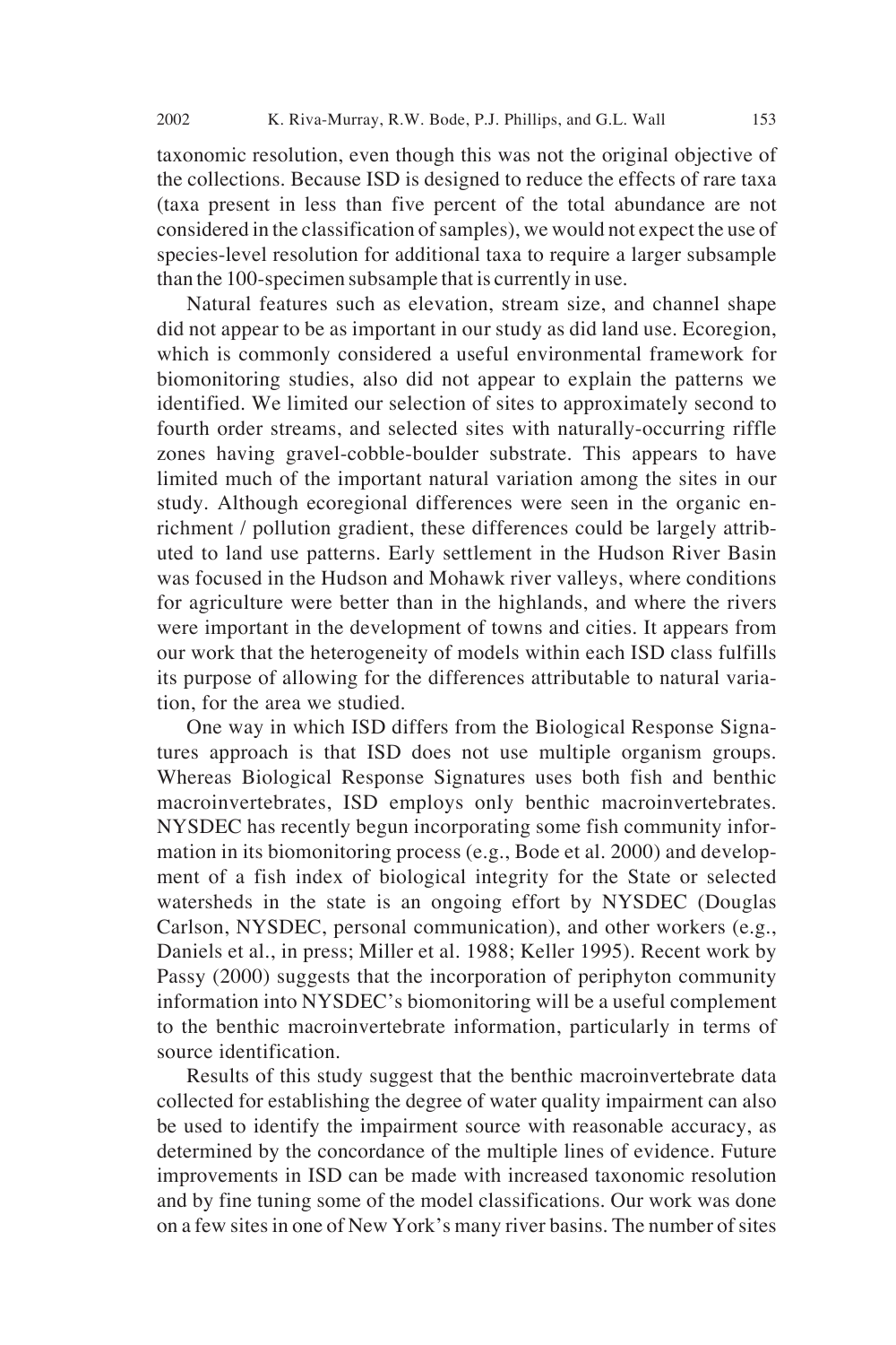taxonomic resolution, even though this was not the original objective of the collections. Because ISD is designed to reduce the effects of rare taxa (taxa present in less than five percent of the total abundance are not considered in the classification of samples), we would not expect the use of species-level resolution for additional taxa to require a larger subsample than the 100-specimen subsample that is currently in use.

Natural features such as elevation, stream size, and channel shape did not appear to be as important in our study as did land use. Ecoregion, which is commonly considered a useful environmental framework for biomonitoring studies, also did not appear to explain the patterns we identified. We limited our selection of sites to approximately second to fourth order streams, and selected sites with naturally-occurring riffle zones having gravel-cobble-boulder substrate. This appears to have limited much of the important natural variation among the sites in our study. Although ecoregional differences were seen in the organic enrichment / pollution gradient, these differences could be largely attributed to land use patterns. Early settlement in the Hudson River Basin was focused in the Hudson and Mohawk river valleys, where conditions for agriculture were better than in the highlands, and where the rivers were important in the development of towns and cities. It appears from our work that the heterogeneity of models within each ISD class fulfills its purpose of allowing for the differences attributable to natural variation, for the area we studied.

One way in which ISD differs from the Biological Response Signatures approach is that ISD does not use multiple organism groups. Whereas Biological Response Signatures uses both fish and benthic macroinvertebrates, ISD employs only benthic macroinvertebrates. NYSDEC has recently begun incorporating some fish community information in its biomonitoring process (e.g., Bode et al. 2000) and development of a fish index of biological integrity for the State or selected watersheds in the state is an ongoing effort by NYSDEC (Douglas Carlson, NYSDEC, personal communication), and other workers (e.g., Daniels et al., in press; Miller et al. 1988; Keller 1995). Recent work by Passy (2000) suggests that the incorporation of periphyton community information into NYSDEC's biomonitoring will be a useful complement to the benthic macroinvertebrate information, particularly in terms of source identification.

Results of this study suggest that the benthic macroinvertebrate data collected for establishing the degree of water quality impairment can also be used to identify the impairment source with reasonable accuracy, as determined by the concordance of the multiple lines of evidence. Future improvements in ISD can be made with increased taxonomic resolution and by fine tuning some of the model classifications. Our work was done on a few sites in one of New York's many river basins. The number of sites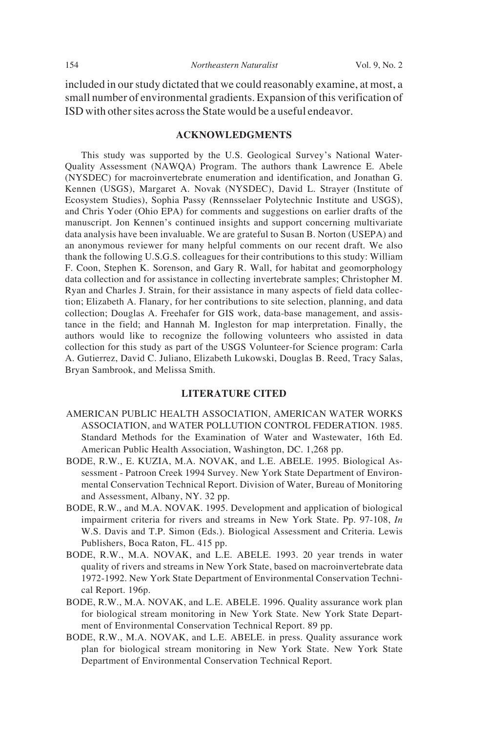included in our study dictated that we could reasonably examine, at most, a small number of environmental gradients. Expansion of this verification of ISD with other sites across the State would be a useful endeavor.

## ACKNOWLEDGMENTS

This study was supported by the U.S. Geological Survey's National Water-Quality Assessment (NAWQA) Program. The authors thank Lawrence E. Abele (NYSDEC) for macroinvertebrate enumeration and identification, and Jonathan G. Kennen (USGS), Margaret A. Novak (NYSDEC), David L. Strayer (Institute of Ecosystem Studies), Sophia Passy (Rennsselaer Polytechnic Institute and USGS), and Chris Yoder (Ohio EPA) for comments and suggestions on earlier drafts of the manuscript. Jon Kennen's continued insights and support concerning multivariate data analysis have been invaluable. We are grateful to Susan B. Norton (USEPA) and an anonymous reviewer for many helpful comments on our recent draft. We also thank the following U.S.G.S. colleagues for their contributions to this study: William F. Coon, Stephen K. Sorenson, and Gary R. Wall, for habitat and geomorphology data collection and for assistance in collecting invertebrate samples; Christopher M. Ryan and Charles J. Strain, for their assistance in many aspects of field data collection; Elizabeth A. Flanary, for her contributions to site selection, planning, and data collection; Douglas A. Freehafer for GIS work, data-base management, and assistance in the field; and Hannah M. Ingleston for map interpretation. Finally, the authors would like to recognize the following volunteers who assisted in data collection for this study as part of the USGS Volunteer-for Science program: Carla A. Gutierrez, David C. Juliano, Elizabeth Lukowski, Douglas B. Reed, Tracy Salas, Bryan Sambrook, and Melissa Smith.

## LITERATURE CITED

AMERICAN PUBLIC HEALTH ASSOCIATION, AMERICAN WATER WORKS ASSOCIATION, and WATER POLLUTION CONTROL FEDERATION. 1985. Standard Methods for the Examination of Water and Wastewater, 16th Ed. American Public Health Association, Washington, DC. 1,268 pp.

BODE, R.W., E. KUZIA, M.A. NOVAK, and L.E. ABELE. 1995. Biological Assessment - Patroon Creek 1994 Survey. New York State Department of Environmental Conservation Technical Report. Division of Water, Bureau of Monitoring and Assessment, Albany, NY. 32 pp.

BODE, R.W., and M.A. NOVAK. 1995. Development and application of biological impairment criteria for rivers and streams in New York State. Pp. 97-108, *In* W.S. Davis and T.P. Simon (Eds.). Biological Assessment and Criteria. Lewis Publishers, Boca Raton, FL. 415 pp.

BODE, R.W., M.A. NOVAK, and L.E. ABELE. 1993. 20 year trends in water quality of rivers and streams in New York State, based on macroinvertebrate data 1972-1992. New York State Department of Environmental Conservation Technical Report. 196p.

BODE, R.W., M.A. NOVAK, and L.E. ABELE. 1996. Quality assurance work plan for biological stream monitoring in New York State. New York State Department of Environmental Conservation Technical Report. 89 pp.

BODE, R.W., M.A. NOVAK, and L.E. ABELE. in press. Quality assurance work plan for biological stream monitoring in New York State. New York State Department of Environmental Conservation Technical Report.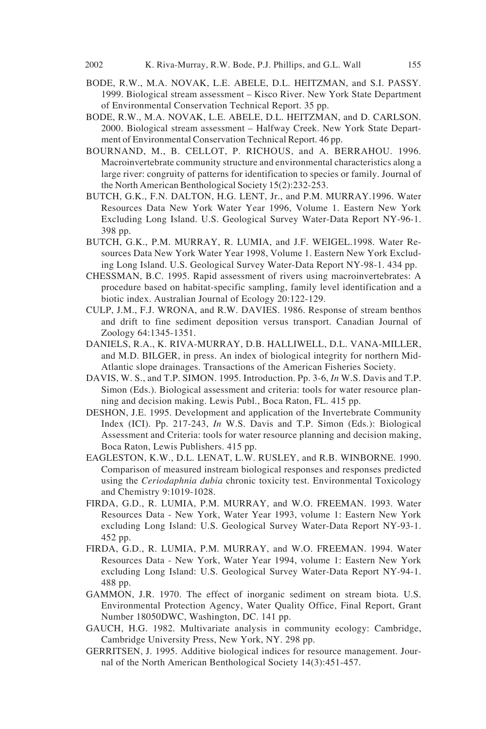BODE, R.W., M.A. NOVAK, L.E. ABELE, D.L. HEITZMAN, and S.I. PASSY. 1999. Biological stream assessment – Kisco River. New York State Department of Environmental Conservation Technical Report. 35 pp.

BODE, R.W., M.A. NOVAK, L.E. ABELE, D.L. HEITZMAN, and D. CARLSON. 2000. Biological stream assessment – Halfway Creek. New York State Department of Environmental Conservation Technical Report. 46 pp.

BOURNAND, M., B. CELLOT, P. RICHOUS, and A. BERRAHOU. 1996. Macroinvertebrate community structure and environmental characteristics along a large river: congruity of patterns for identification to species or family. Journal of the North American Benthological Society 15(2):232-253.

BUTCH, G.K., F.N. DALTON, H.G. LENT, Jr., and P.M. MURRAY.1996. Water Resources Data New York Water Year 1996, Volume 1. Eastern New York Excluding Long Island. U.S. Geological Survey Water-Data Report NY-96-1. 398 pp.

BUTCH, G.K., P.M. MURRAY, R. LUMIA, and J.F. WEIGEL.1998. Water Resources Data New York Water Year 1998, Volume 1. Eastern New York Excluding Long Island. U.S. Geological Survey Water-Data Report NY-98-1. 434 pp.

CHESSMAN, B.C. 1995. Rapid assessment of rivers using macroinvertebrates: A procedure based on habitat-specific sampling, family level identification and a biotic index. Australian Journal of Ecology 20:122-129.

CULP, J.M., F.J. WRONA, and R.W. DAVIES. 1986. Response of stream benthos and drift to fine sediment deposition versus transport. Canadian Journal of Zoology 64:1345-1351.

DANIELS, R.A., K. RIVA-MURRAY, D.B. HALLIWELL, D.L. VANA-MILLER, and M.D. BILGER, in press. An index of biological integrity for northern Mid-Atlantic slope drainages. Transactions of the American Fisheries Society.

DAVIS, W. S., and T.P. SIMON. 1995. Introduction. Pp. 3-6, *In* W.S. Davis and T.P. Simon (Eds.). Biological assessment and criteria: tools for water resource planning and decision making. Lewis Publ., Boca Raton, FL. 415 pp.

DESHON, J.E. 1995. Development and application of the Invertebrate Community Index (ICI). Pp. 217-243, *In* W.S. Davis and T.P. Simon (Eds.): Biological Assessment and Criteria: tools for water resource planning and decision making, Boca Raton, Lewis Publishers. 415 pp.

EAGLESTON, K.W., D.L. LENAT, L.W. RUSLEY, and R.B. WINBORNE. 1990. Comparison of measured instream biological responses and responses predicted using the *Ceriodaphnia dubia* chronic toxicity test. Environmental Toxicology and Chemistry 9:1019-1028.

FIRDA, G.D., R. LUMIA, P.M. MURRAY, and W.O. FREEMAN. 1993. Water Resources Data - New York, Water Year 1993, volume 1: Eastern New York excluding Long Island: U.S. Geological Survey Water-Data Report NY-93-1. 452 pp.

FIRDA, G.D., R. LUMIA, P.M. MURRAY, and W.O. FREEMAN. 1994. Water Resources Data - New York, Water Year 1994, volume 1: Eastern New York excluding Long Island: U.S. Geological Survey Water-Data Report NY-94-1. 488 pp.

GAMMON, J.R. 1970. The effect of inorganic sediment on stream biota. U.S. Environmental Protection Agency, Water Quality Office, Final Report, Grant Number 18050DWC, Washington, DC. 141 pp.

GAUCH, H.G. 1982. Multivariate analysis in community ecology: Cambridge, Cambridge University Press, New York, NY. 298 pp.

GERRITSEN, J. 1995. Additive biological indices for resource management. Journal of the North American Benthological Society 14(3):451-457.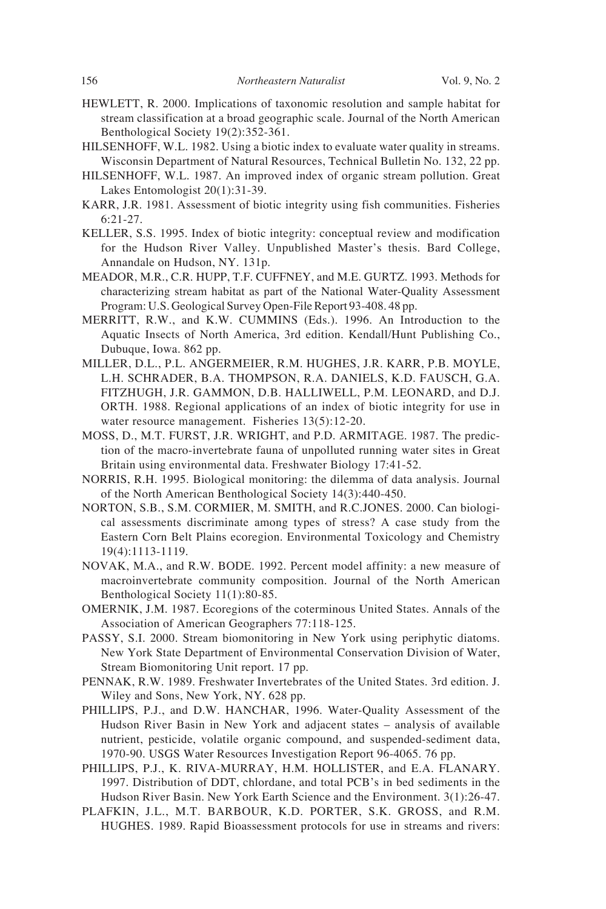HEWLETT, R. 2000. Implications of taxonomic resolution and sample habitat for stream classification at a broad geographic scale. Journal of the North American Benthological Society 19(2):352-361.

HILSENHOFF, W.L. 1982. Using a biotic index to evaluate water quality in streams. Wisconsin Department of Natural Resources, Technical Bulletin No. 132, 22 pp.

HILSENHOFF, W.L. 1987. An improved index of organic stream pollution. Great Lakes Entomologist 20(1):31-39.

KARR, J.R. 1981. Assessment of biotic integrity using fish communities. Fisheries 6:21-27.

KELLER, S.S. 1995. Index of biotic integrity: conceptual review and modification for the Hudson River Valley. Unpublished Master's thesis. Bard College, Annandale on Hudson, NY. 131p.

MEADOR, M.R., C.R. HUPP, T.F. CUFFNEY, and M.E. GURTZ. 1993. Methods for characterizing stream habitat as part of the National Water-Quality Assessment Program: U.S. Geological Survey Open-File Report 93-408. 48 pp.

MERRITT, R.W., and K.W. CUMMINS (Eds.). 1996. An Introduction to the Aquatic Insects of North America, 3rd edition. Kendall/Hunt Publishing Co., Dubuque, Iowa. 862 pp.

MILLER, D.L., P.L. ANGERMEIER, R.M. HUGHES, J.R. KARR, P.B. MOYLE, L.H. SCHRADER, B.A. THOMPSON, R.A. DANIELS, K.D. FAUSCH, G.A. FITZHUGH, J.R. GAMMON, D.B. HALLIWELL, P.M. LEONARD, and D.J. ORTH. 1988. Regional applications of an index of biotic integrity for use in water resource management. Fisheries 13(5):12-20.

MOSS, D., M.T. FURST, J.R. WRIGHT, and P.D. ARMITAGE. 1987. The prediction of the macro-invertebrate fauna of unpolluted running water sites in Great Britain using environmental data. Freshwater Biology 17:41-52.

NORRIS, R.H. 1995. Biological monitoring: the dilemma of data analysis. Journal of the North American Benthological Society 14(3):440-450.

NORTON, S.B., S.M. CORMIER, M. SMITH, and R.C.JONES. 2000. Can biological assessments discriminate among types of stress? A case study from the Eastern Corn Belt Plains ecoregion. Environmental Toxicology and Chemistry 19(4):1113-1119.

NOVAK, M.A., and R.W. BODE. 1992. Percent model affinity: a new measure of macroinvertebrate community composition. Journal of the North American Benthological Society 11(1):80-85.

OMERNIK, J.M. 1987. Ecoregions of the coterminous United States. Annals of the Association of American Geographers 77:118-125.

PASSY, S.I. 2000. Stream biomonitoring in New York using periphytic diatoms. New York State Department of Environmental Conservation Division of Water, Stream Biomonitoring Unit report. 17 pp.

PENNAK, R.W. 1989. Freshwater Invertebrates of the United States. 3rd edition. J. Wiley and Sons, New York, NY. 628 pp.

PHILLIPS, P.J., and D.W. HANCHAR, 1996. Water-Quality Assessment of the Hudson River Basin in New York and adjacent states – analysis of available nutrient, pesticide, volatile organic compound, and suspended-sediment data, 1970-90. USGS Water Resources Investigation Report 96-4065. 76 pp.

PHILLIPS, P.J., K. RIVA-MURRAY, H.M. HOLLISTER, and E.A. FLANARY. 1997. Distribution of DDT, chlordane, and total PCB's in bed sediments in the Hudson River Basin. New York Earth Science and the Environment. 3(1):26-47.

PLAFKIN, J.L., M.T. BARBOUR, K.D. PORTER, S.K. GROSS, and R.M. HUGHES. 1989. Rapid Bioassessment protocols for use in streams and rivers: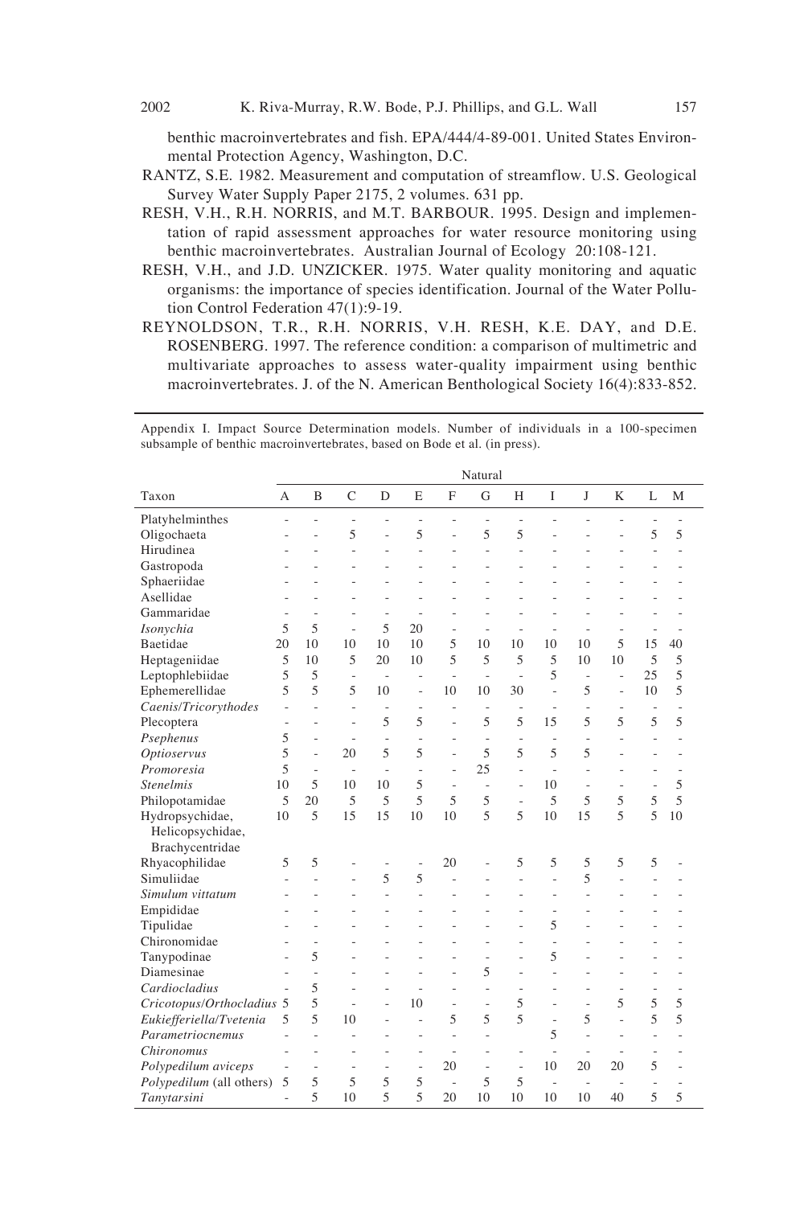benthic macroinvertebrates and fish. EPA/444/4-89-001. United States Environmental Protection Agency, Washington, D.C.

RANTZ, S.E. 1982. Measurement and computation of streamflow. U.S. Geological Survey Water Supply Paper 2175, 2 volumes. 631 pp.

RESH, V.H., R.H. NORRIS, and M.T. BARBOUR. 1995. Design and implementation of rapid assessment approaches for water resource monitoring using benthic macroinvertebrates. Australian Journal of Ecology 20:108-121.

RESH, V.H., and J.D. UNZICKER. 1975. Water quality monitoring and aquatic organisms: the importance of species identification. Journal of the Water Pollution Control Federation 47(1):9-19.

REYNOLDSON, T.R., R.H. NORRIS, V.H. RESH, K.E. DAY, and D.E. ROSENBERG. 1997. The reference condition: a comparison of multimetric and multivariate approaches to assess water-quality impairment using benthic macroinvertebrates. J. of the N. American Benthological Society 16(4):833-852.

Appendix I. Impact Source Determination models. Number of individuals in a 100-specimen subsample of benthic macroinvertebrates, based on Bode et al. (in press).

| | Natural | | | | | | | | | | | | |
|---|---|---|---|---|---|---|---|---|---|---|---|---|---|
| Taxon | A | B | C | D | E | F | G | H | I | J | K | L | M |
| Platyhelminthes | - | - | - | - | - | - | - | - | - | - | - | - | - |
| Oligochaeta | - | - | 5 | - | 5 | - | 5 | 5 | - | - | - | 5 | 5 |
| Hirudinea | - | - | - | - | - | - | - | - | - | - | - | - | - |
| Gastropoda | - | - | - | - | - | - | - | - | - | - | - | - | - |
| Sphaeriidae | - | - | - | - | - | - | - | - | - | - | - | - | - |
| Asellidae | - | - | - | - | - | - | - | - | - | - | - | - | - |
| Gammaridae | - | - | - | - | - | - | - | - | - | - | - | - | - |
| *Isonychia* | 5 | 5 | - | 5 | 20 | - | - | - | - | - | - | - | - |
| Baetidae | 20 | 10 | 10 | 10 | 10 | 5 | 10 | 10 | 10 | 10 | 5 | 15 | 40 |
| Heptageniidae | 5 | 10 | 5 | 20 | 10 | 5 | 5 | 5 | 5 | 10 | 10 | 5 | 5 |
| Leptophlebiidae | 5 | 5 | - | - | - | - | - | - | 5 | - | - | 25 | 5 |
| Ephemerellidae | 5 | 5 | 5 | 10 | - | 10 | 10 | 30 | - | 5 | - | 10 | 5 |
| *Caenis/Tricorythodes* | - | - | - | - | - | - | - | - | - | - | - | - | - |
| Plecoptera | - | - | - | 5 | 5 | - | 5 | 5 | 15 | 5 | 5 | 5 | 5 |
| *Psephenus* | 5 | - | - | - | - | - | - | - | - | - | - | - | - |
| *Optioservus* | 5 | - | 20 | 5 | 5 | - | 5 | 5 | 5 | 5 | - | - | - |
| *Promoresia* | 5 | - | - | - | - | - | 25 | - | - | - | - | - | - |
| *Stenelmis* | 10 | 5 | 10 | 10 | 5 | - | - | - | 10 | - | - | - | 5 |
| Philopotamidae | 5 | 20 | 5 | 5 | 5 | 5 | 5 | - | 5 | 5 | 5 | 5 | 5 |
| Hydropsychidae, Helicopsychidae, Brachycentridae | 10 | 5 | 15 | 15 | 10 | 10 | 5 | 5 | 10 | 15 | 5 | 5 | 10 |
| Rhyacophilidae | 5 | 5 | - | - | - | 20 | - | 5 | 5 | 5 | 5 | 5 | - |
| Simuliidae | - | - | - | 5 | 5 | - | - | - | - | 5 | - | - | - |
| *Simulum vittatum* | - | - | - | - | - | - | - | - | - | - | - | - | - |
| Empididae | - | - | - | - | - | - | - | - | - | - | - | - | - |
| Tipulidae | - | - | - | - | - | - | - | - | 5 | - | - | - | - |
| Chironomidae | - | - | - | - | - | - | - | - | - | - | - | - | - |
| Tanypodinae | - | 5 | - | - | - | - | - | - | 5 | - | - | - | - |
| Diamesinae | - | - | - | - | - | - | 5 | - | - | - | - | - | - |
| *Cardiocladius* | - | 5 | - | - | - | - | - | - | - | - | - | - | - |
| *Cricotopus/Orthocladius* | 5 | 5 | - | - | 10 | - | - | 5 | - | - | 5 | 5 | 5 |
| *Eukiefferiella/Tvetenia* | 5 | 5 | 10 | - | - | 5 | 5 | 5 | - | 5 | - | 5 | 5 |
| *Parametriocnemus* | - | - | - | - | - | - | - | - | 5 | - | - | - | - |
| *Chironomus* | - | - | - | - | - | - | - | - | - | - | - | - | - |
| *Polypedilum aviceps* | - | - | - | - | - | 20 | - | - | 10 | 20 | 20 | 5 | - |
| *Polypedilum* (all others) | 5 | 5 | 5 | 5 | 5 | - | 5 | 5 | - | - | - | - | - |
| *Tanytarsini* | - | 5 | 10 | 5 | 5 | 20 | 10 | 10 | 10 | 10 | 40 | 5 | 5 |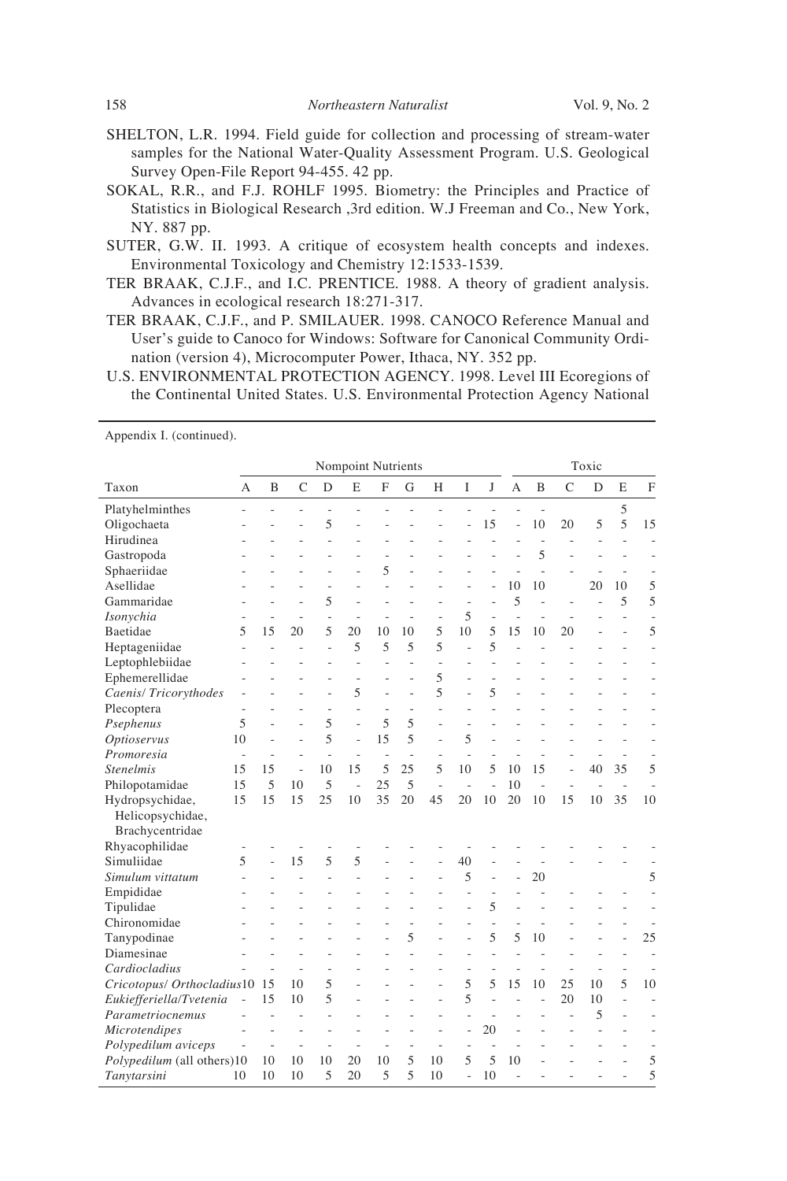SHELTON, L.R. 1994. Field guide for collection and processing of stream-water samples for the National Water-Quality Assessment Program. U.S. Geological Survey Open-File Report 94-455. 42 pp.

SOKAL, R.R., and F.J. ROHLF 1995. Biometry: the Principles and Practice of Statistics in Biological Research ,3rd edition. W.J Freeman and Co., New York, NY. 887 pp.

SUTER, G.W. II. 1993. A critique of ecosystem health concepts and indexes. Environmental Toxicology and Chemistry 12:1533-1539.

TER BRAAK, C.J.F., and I.C. PRENTICE. 1988. A theory of gradient analysis. Advances in ecological research 18:271-317.

TER BRAAK, C.J.F., and P. SMILAUER. 1998. CANOCO Reference Manual and User's guide to Canoco for Windows: Software for Canonical Community Ordination (version 4), Microcomputer Power, Ithaca, NY. 352 pp.

U.S. ENVIRONMENTAL PROTECTION AGENCY. 1998. Level III Ecoregions of the Continental United States. U.S. Environmental Protection Agency National

Appendix I. (continued).

| | Nompoint Nutrients | | | | | | | | | | Toxic | | | | | |
|---|---|---|---|---|---|---|---|---|---|---|---|---|---|---|---|---|
| Taxon | A | B | C | D | E | F | G | H | I | J | A | B | C | D | E | F |
| Platyhelminthes | - | - | - | - | - | - | - | - | - | - | - | - | | | 5 | |
| Oligochaeta | - | - | - | 5 | - | - | - | - | - | 15 | - | 10 | 20 | 5 | 5 | 15 |
| Hirudinea | - | - | - | - | - | - | - | - | - | - | - | - | - | - | - | - |
| Gastropoda | - | - | - | - | - | - | - | - | - | - | - | 5 | - | - | - | - |
| Sphaeriidae | - | - | - | - | - | 5 | - | - | - | - | - | - | - | - | - | - |
| Asellidae | - | - | - | - | - | - | - | - | - | - | 10 | 10 | | 20 | 10 | 5 |
| Gammaridae | - | - | - | 5 | - | - | - | - | - | - | 5 | - | - | - | 5 | 5 |
| *Isonychia* | - | - | - | - | - | - | - | - | 5 | - | - | - | - | - | - | - |
| Baetidae | 5 | 15 | 20 | 5 | 20 | 10 | 10 | 5 | 10 | 5 | 15 | 10 | 20 | - | - | 5 |
| Heptageniidae | - | - | - | - | 5 | 5 | 5 | 5 | - | 5 | - | - | - | - | - | - |
| Leptophlebiidae | - | - | - | - | - | - | - | - | - | - | - | - | - | - | - | - |
| Ephemerellidae | - | - | - | - | - | - | - | 5 | - | - | - | - | - | - | - | - |
| *Caenis/ Tricorythodes* | - | - | - | - | 5 | - | - | 5 | - | 5 | - | - | - | - | - | - |
| Plecoptera | - | - | - | - | - | - | - | - | - | - | - | - | - | - | - | - |
| *Psephenus* | 5 | - | - | 5 | - | 5 | 5 | - | - | - | - | - | - | - | - | - |
| *Optioservus* | 10 | - | - | 5 | - | 15 | 5 | - | 5 | - | - | - | - | - | - | - |
| *Promoresia* | - | - | - | - | - | - | - | - | - | - | - | - | - | - | - | - |
| *Stenelmis* | 15 | 15 | - | 10 | 15 | 5 | 25 | 5 | 10 | 5 | 10 | 15 | - | 40 | 35 | 5 |
| Philopotamidae | 15 | 5 | 10 | 5 | - | 25 | 5 | - | - | - | 10 | - | - | - | - | - |
| Hydropsychidae, Helicopsychidae, Brachycentridae | 15 | 15 | 15 | 25 | 10 | 35 | 20 | 45 | 20 | 10 | 20 | 10 | 15 | 10 | 35 | 10 |
| Rhyacophilidae | - | - | - | - | - | - | - | - | - | - | - | - | - | - | - | - |
| Simuliidae | 5 | - | 15 | 5 | 5 | - | - | - | 40 | - | - | - | - | - | - | - |
| *Simulum vittatum* | - | - | - | - | - | - | - | - | 5 | - | - | 20 | | | | 5 |
| Empididae | - | - | - | - | - | - | - | - | - | - | - | - | - | - | - | - |
| Tipulidae | - | - | - | - | - | - | - | - | - | 5 | - | - | - | - | - | - |
| Chironomidae | - | - | - | - | - | - | - | - | - | - | - | - | - | - | - | - |
| Tanypodinae | - | - | - | - | - | - | 5 | - | - | 5 | 5 | 10 | - | - | - | 25 |
| Diamesinae | - | - | - | - | - | - | - | - | - | - | - | - | - | - | - | - |
| *Cardiocladius* | - | - | - | - | - | - | - | - | - | - | - | - | - | - | - | - |
| *Cricotopus/ Orthocladius* | 10 | 15 | 10 | 5 | - | - | - | - | 5 | 5 | 15 | 10 | 25 | 10 | 5 | 10 |
| *Eukiefferiella/Tvetenia* | - | 15 | 10 | 5 | - | - | - | - | 5 | - | - | - | 20 | 10 | - | - |
| *Parametriocnemus* | - | - | - | - | - | - | - | - | - | - | - | - | - | 5 | - | - |
| *Microtendipes* | - | - | - | - | - | - | - | - | - | 20 | - | - | - | - | - | - |
| *Polypedilum aviceps* | - | - | - | - | - | - | - | - | - | - | - | - | - | - | - | - |
| *Polypedilum* (all others) | 10 | 10 | 10 | 10 | 20 | 10 | 5 | 10 | 5 | 5 | 10 | - | - | - | - | 5 |
| *Tanytarsini* | 10 | 10 | 10 | 5 | 20 | 5 | 5 | 10 | - | 10 | - | - | - | - | - | 5 |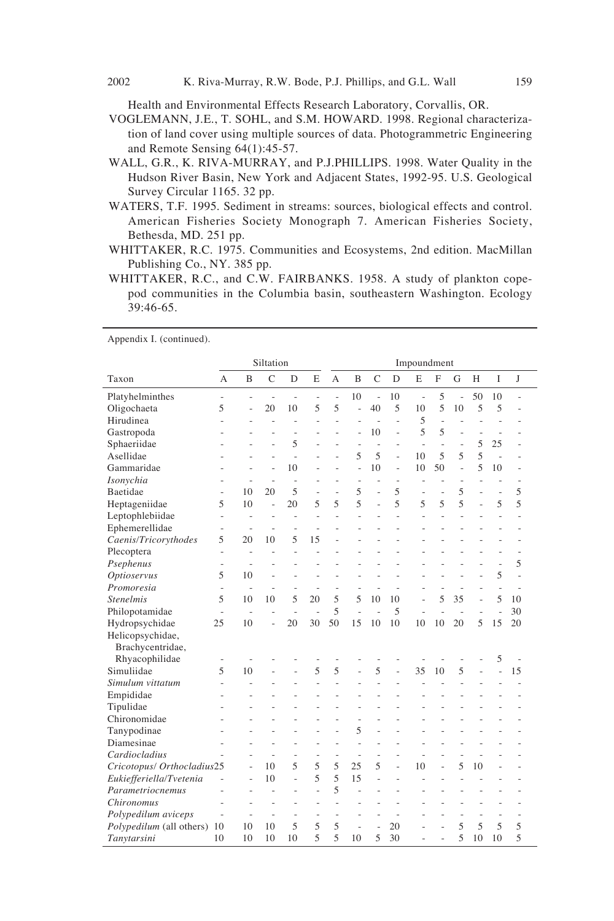Health and Environmental Effects Research Laboratory, Corvallis, OR.

VOGLEMANN, J.E., T. SOHL, and S.M. HOWARD. 1998. Regional characterization of land cover using multiple sources of data. Photogrammetric Engineering and Remote Sensing 64(1):45-57.

WALL, G.R., K. RIVA-MURRAY, and P.J.PHILLIPS. 1998. Water Quality in the Hudson River Basin, New York and Adjacent States, 1992-95. U.S. Geological Survey Circular 1165. 32 pp.

WATERS, T.F. 1995. Sediment in streams: sources, biological effects and control. American Fisheries Society Monograph 7. American Fisheries Society, Bethesda, MD. 251 pp.

WHITTAKER, R.C. 1975. Communities and Ecosystems, 2nd edition. MacMillan Publishing Co., NY. 385 pp.

WHITTAKER, R.C., and C.W. FAIRBANKS. 1958. A study of plankton copepod communities in the Columbia basin, southeastern Washington. Ecology 39:46-65.

Appendix I. (continued).

| | Siltation | | | | | Impoundment | | | | | | | | | |
|---|---|---|---|---|---|---|---|---|---|---|---|---|---|---|---|
| Taxon | A | B | C | D | E | A | B | C | D | E | F | G | H | I | J |
| Platyhelminthes | - | - | - | - | - | - | 10 | - | 10 | - | 5 | - | 50 | 10 | - |
| Oligochaeta | 5 | - | 20 | 10 | 5 | 5 | - | 40 | 5 | 10 | 5 | 10 | 5 | 5 | - |
| Hirudinea | - | - | - | - | - | - | - | - | - | 5 | - | - | - | - | - |
| Gastropoda | - | - | - | - | - | - | - | 10 | - | 5 | 5 | - | - | - | - |
| Sphaeriidae | - | - | - | 5 | - | - | - | - | - | - | - | - | 5 | 25 | - |
| Asellidae | - | - | - | - | - | - | 5 | 5 | - | 10 | 5 | 5 | 5 | - | - |
| Gammaridae | - | - | - | 10 | - | - | - | 10 | - | 10 | 50 | - | 5 | 10 | - |
| *Isonychia* | - | - | - | - | - | - | - | - | - | - | - | - | - | - | - |
| Baetidae | - | 10 | 20 | 5 | - | - | 5 | - | 5 | - | - | 5 | - | - | 5 |
| Heptageniidae | 5 | 10 | - | 20 | 5 | 5 | 5 | - | 5 | 5 | 5 | 5 | - | 5 | 5 |
| Leptophlebiidae | - | - | - | - | - | - | - | - | - | - | - | - | - | - | - |
| Ephemerellidae | - | - | - | - | - | - | - | - | - | - | - | - | - | - | - |
| *Caenis/Tricorythodes* | 5 | 20 | 10 | 5 | 15 | - | - | - | - | - | - | - | - | - | - |
| Plecoptera | - | - | - | - | - | - | - | - | - | - | - | - | - | - | - |
| *Psephenus* | - | - | - | - | - | - | - | - | - | - | - | - | - | - | 5 |
| *Optioservus* | 5 | 10 | - | - | - | - | - | - | - | - | - | - | - | 5 | - |
| *Promoresia* | - | - | - | - | - | - | - | - | - | - | - | - | - | - | - |
| *Stenelmis* | 5 | 10 | 10 | 5 | 20 | 5 | 5 | 10 | 10 | - | 5 | 35 | - | 5 | 10 |
| Philopotamidae | - | - | - | - | - | 5 | - | - | 5 | - | - | - | - | - | 30 |
| Hydropsychidae | 25 | 10 | - | 20 | 30 | 50 | 15 | 10 | 10 | 10 | 10 | 20 | 5 | 15 | 20 |
| Helicopsychidae, Brachycentridae, Rhyacophilidae | - | - | - | - | - | - | - | - | - | - | - | - | - | 5 | - |
| Simuliidae | 5 | 10 | - | - | 5 | 5 | - | 5 | - | 35 | 10 | 5 | - | - | 15 |
| *Simulum vittatum* | - | - | - | - | - | - | - | - | - | - | - | - | - | - | - |
| Empididae | - | - | - | - | - | - | - | - | - | - | - | - | - | - | - |
| Tipulidae | - | - | - | - | - | - | - | - | - | - | - | - | - | - | - |
| Chironomidae | - | - | - | - | - | - | - | - | - | - | - | - | - | - | - |
| Tanypodinae | - | - | - | - | - | - | 5 | - | - | - | - | - | - | - | - |
| Diamesinae | - | - | - | - | - | - | - | - | - | - | - | - | - | - | - |
| *Cardiocladius* | - | - | - | - | - | - | - | - | - | - | - | - | - | - | - |
| *Cricotopus/ Orthocladius* | 25 | - | 10 | 5 | 5 | 5 | 25 | 5 | - | 10 | - | 5 | 10 | - | - |
| *Eukiefferiella/Tvetenia* | - | - | 10 | - | 5 | 5 | 15 | - | - | - | - | - | - | - | - |
| *Parametriocnemus* | - | - | - | - | - | 5 | - | - | - | - | - | - | - | - | - |
| *Chironomus* | - | - | - | - | - | - | - | - | - | - | - | - | - | - | - |
| *Polypedilum aviceps* | - | - | - | - | - | - | - | - | - | - | - | - | - | - | - |
| *Polypedilum* (all others) | 10 | 10 | 10 | 5 | 5 | 5 | - | - | 20 | - | - | 5 | 5 | 5 | 5 |
| *Tanytarsini* | 10 | 10 | 10 | 10 | 5 | 5 | 10 | 5 | 30 | - | - | 5 | 10 | 10 | 5 |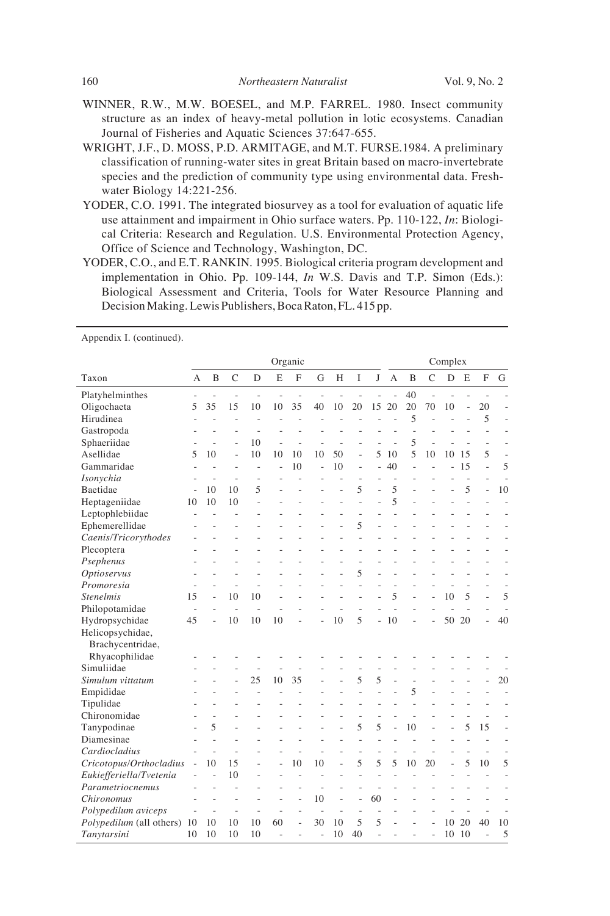WINNER, R.W., M.W. BOESEL, and M.P. FARREL. 1980. Insect community structure as an index of heavy-metal pollution in lotic ecosystems. Canadian Journal of Fisheries and Aquatic Sciences 37:647-655.

WRIGHT, J.F., D. MOSS, P.D. ARMITAGE, and M.T. FURSE.1984. A preliminary classification of running-water sites in great Britain based on macro-invertebrate species and the prediction of community type using environmental data. Freshwater Biology 14:221-256.

YODER, C.O. 1991. The integrated biosurvey as a tool for evaluation of aquatic life use attainment and impairment in Ohio surface waters. Pp. 110-122, *In*: Biological Criteria: Research and Regulation. U.S. Environmental Protection Agency, Office of Science and Technology, Washington, DC.

YODER, C.O., and E.T. RANKIN. 1995. Biological criteria program development and implementation in Ohio. Pp. 109-144, *In* W.S. Davis and T.P. Simon (Eds.): Biological Assessment and Criteria, Tools for Water Resource Planning and Decision Making. Lewis Publishers, Boca Raton, FL. 415 pp.

Appendix I. (continued).

| | Organic | | | | | | | | | | Complex | | | | | | |
|---|---|---|---|---|---|---|---|---|---|---|---|---|---|---|---|---|---|
| Taxon | A | B | C | D | E | F | G | H | I | J | A | B | C | D | E | F | G |
| Platyhelminthes | - | - | - | - | - | - | - | - | - | - | - | 40 | - | - | - | - | - |
| Oligochaeta | 5 | 35 | 15 | 10 | 10 | 35 | 40 | 10 | 20 | 15 | 20 | 20 | 70 | 10 | - | 20 | - |
| Hirudinea | - | - | - | - | - | - | - | - | - | - | - | 5 | - | - | - | 5 | - |
| Gastropoda | - | - | - | - | - | - | - | - | - | - | - | - | - | - | - | - | - |
| Sphaeriidae | - | - | - | 10 | - | - | - | - | - | - | - | 5 | - | - | - | - | - |
| Asellidae | 5 | 10 | - | 10 | 10 | 10 | 10 | 50 | - | 5 | 10 | 5 | 10 | 10 | 15 | 5 | - |
| Gammaridae | - | - | - | - | - | 10 | - | 10 | - | - | 40 | - | - | - | 15 | - | 5 |
| *Isonychia* | - | - | - | - | - | - | - | - | - | - | - | - | - | - | - | - | - |
| Baetidae | - | 10 | 10 | 5 | - | - | - | - | 5 | - | 5 | - | - | - | 5 | - | 10 |
| Heptageniidae | 10 | 10 | 10 | - | - | - | - | - | - | - | 5 | - | - | - | - | - | - |
| Leptophlebiidae | - | - | - | - | - | - | - | - | - | - | - | - | - | - | - | - | - |
| Ephemerellidae | - | - | - | - | - | - | - | - | 5 | - | - | - | - | - | - | - | - |
| *Caenis/Tricorythodes* | - | - | - | - | - | - | - | - | - | - | - | - | - | - | - | - | - |
| Plecoptera | - | - | - | - | - | - | - | - | - | - | - | - | - | - | - | - | - |
| *Psephenus* | - | - | - | - | - | - | - | - | - | - | - | - | - | - | - | - | - |
| *Optioservus* | - | - | - | - | - | - | - | - | 5 | - | - | - | - | - | - | - | - |
| *Promoresia* | - | - | - | - | - | - | - | - | - | - | - | - | - | - | - | - | - |
| *Stenelmis* | 15 | - | 10 | 10 | - | - | - | - | - | - | 5 | - | - | 10 | 5 | - | 5 |
| Philopotamidae | - | - | - | - | - | - | - | - | - | - | - | - | - | - | - | - | - |
| Hydropsychidae | 45 | - | 10 | 10 | 10 | - | - | 10 | 5 | - | 10 | - | - | 50 | 20 | - | 40 |
| Helicopsychidae, Brachycentridae, Rhyacophilidae | - | - | - | - | - | - | - | - | - | - | - | - | - | - | - | - | - |
| Simuliidae | - | - | - | - | - | - | - | - | - | - | - | - | - | - | - | - | - |
| *Simulum vittatum* | - | - | - | 25 | 10 | 35 | - | - | 5 | 5 | - | - | - | - | - | - | 20 |
| Empididae | - | - | - | - | - | - | - | - | - | - | - | 5 | - | - | - | - | - |
| Tipulidae | - | - | - | - | - | - | - | - | - | - | - | - | - | - | - | - | - |
| Chironomidae | - | - | - | - | - | - | - | - | - | - | - | - | - | - | - | - | - |
| Tanypodinae | - | 5 | - | - | - | - | - | - | 5 | 5 | - | 10 | - | - | 5 | 15 | - |
| Diamesinae | - | - | - | - | - | - | - | - | - | - | - | - | - | - | - | - | - |
| *Cardiocladius* | - | - | - | - | - | - | - | - | - | - | - | - | - | - | - | - | - |
| *Cricotopus/Orthocladius* | - | 10 | 15 | - | - | 10 | 10 | - | 5 | 5 | 5 | 10 | 20 | - | 5 | 10 | 5 |
| *Eukiefferiella/Tvetenia* | - | - | 10 | - | - | - | - | - | - | - | - | - | - | - | - | - | - |
| *Parametriocnemus* | - | - | - | - | - | - | - | - | - | - | - | - | - | - | - | - | - |
| *Chironomus* | - | - | - | - | - | - | 10 | - | - | 60 | - | - | - | - | - | - | - |
| *Polypedilum aviceps* | - | - | - | - | - | - | - | - | - | - | - | - | - | - | - | - | - |
| *Polypedilum* (all others) | 10 | 10 | 10 | 10 | 60 | - | 30 | 10 | 5 | 5 | - | - | - | 10 | 20 | 40 | 10 |
| *Tanytarsini* | 10 | 10 | 10 | 10 | - | - | - | 10 | 40 | - | - | - | - | 10 | 10 | - | 5 |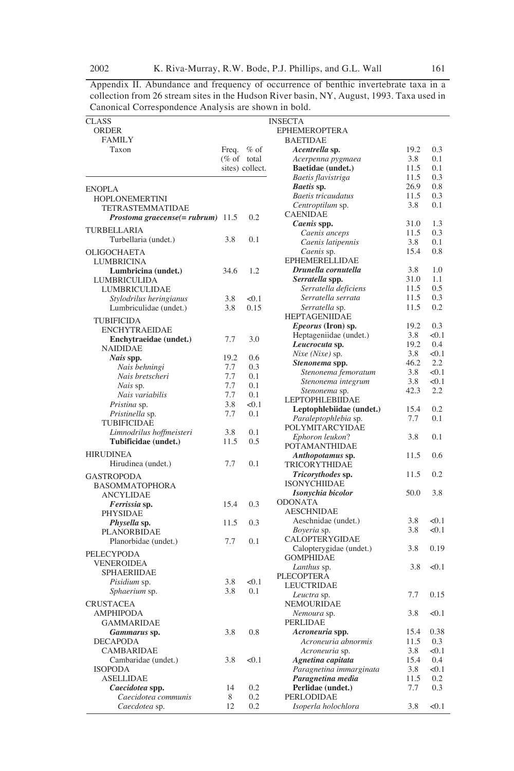Appendix II. Abundance and frequency of occurrence of benthic invertebrate taxa in a collection from 26 stream sites in the Hudson River basin, NY, August, 1993. Taxa used in Canonical Correspondence Analysis are shown in bold.

| CLASS / ORDER / FAMILY / Taxon | Freq. (% of sites) | % of total collect. |
|---|---|---|
| ENOPLA | | |
| HOPLONEMERTINI | | |
| TETRASTEMMATIDAE | | |
| ***Prostoma graecense(= rubrum)*** | 11.5 | 0.2 |
| TURBELLARIA | | |
| Turbellaria (undet.) | 3.8 | 0.1 |
| OLIGOCHAETA | | |
| LUMBRICINA | | |
| **Lumbricina (undet.)** | 34.6 | 1.2 |
| LUMBRICULIDA | | |
| LUMBRICULIDAE | | |
| *Stylodrilus heringianus* | 3.8 | <0.1 |
| Lumbriculidae (undet.) | 3.8 | 0.15 |
| TUBIFICIDA | | |
| ENCHYTRAEIDAE | | |
| **Enchytraeidae (undet.)** | 7.7 | 3.0 |
| NAIDIDAE | | |
| ***Nais* spp.** | 19.2 | 0.6 |
| *Nais behningi* | 7.7 | 0.3 |
| *Nais bretscheri* | 7.7 | 0.1 |
| *Nais* sp. | 7.7 | 0.1 |
| *Nais variabilis* | 7.7 | 0.1 |
| *Pristina* sp. | 3.8 | <0.1 |
| *Pristinella* sp. | 7.7 | 0.1 |
| TUBIFICIDAE | | |
| *Limnodrilus hoffmeisteri* | 3.8 | 0.1 |
| **Tubificidae (undet.)** | 11.5 | 0.5 |
| HIRUDINEA | | |
| Hirudinea (undet.) | 7.7 | 0.1 |
| GASTROPODA | | |
| BASOMMATOPHORA | | |
| ANCYLIDAE | | |
| ***Ferrissia* sp.** | 15.4 | 0.3 |
| PHYSIDAE | | |
| ***Physella* sp.** | 11.5 | 0.3 |
| PLANORBIDAE | | |
| Planorbidae (undet.) | 7.7 | 0.1 |
| PELECYPODA | | |
| VENEROIDEA | | |
| SPHAERIIDAE | | |
| *Pisidium* sp. | 3.8 | <0.1 |
| *Sphaerium* sp. | 3.8 | 0.1 |
| CRUSTACEA | | |
| AMPHIPODA | | |
| GAMMARIDAE | | |
| ***Gammarus* sp.** | 3.8 | 0.8 |
| DECAPODA | | |
| CAMBARIDAE | | |
| Cambaridae (undet.) | 3.8 | <0.1 |
| ISOPODA | | |
| ASELLIDAE | | |
| ***Caecidotea* spp.** | 14 | 0.2 |
| *Caecidotea communis* | 8 | 0.2 |
| *Caecdotea* sp. | 12 | 0.2 |
| INSECTA | | |
| EPHEMEROPTERA | | |
| BAETIDAE | | |
| ***Acentrella* sp.** | 19.2 | 0.3 |
| *Acerpenna pygmaea* | 3.8 | 0.1 |
| **Baetidae (undet.)** | 11.5 | 0.1 |
| *Baetis flavistriga* | 11.5 | 0.3 |
| ***Baetis* sp.** | 26.9 | 0.8 |
| *Baetis tricaudatus* | 11.5 | 0.3 |
| *Centroptilum* sp. | 3.8 | 0.1 |
| CAENIDAE | | |
| ***Caenis* spp.** | 31.0 | 1.3 |
| *Caenis anceps* | 11.5 | 0.3 |
| *Caenis latipennis* | 3.8 | 0.1 |
| *Caenis* sp. | 15.4 | 0.8 |
| EPHEMERELLIDAE | | |
| ***Drunella cornutella*** | 3.8 | 1.0 |
| ***Serratella* spp.** | 31.0 | 1.1 |
| *Serratella deficiens* | 11.5 | 0.5 |
| *Serratella serrata* | 11.5 | 0.3 |
| *Serratella* sp. | 11.5 | 0.2 |
| HEPTAGENIIDAE | | |
| ***Epeorus* (*Iron*) sp.** | 19.2 | 0.3 |
| Heptageniidae (undet.) | 3.8 | <0.1 |
| ***Leucrocuta* sp.** | 19.2 | 0.4 |
| *Nixe (Nixe)* sp. | 3.8 | <0.1 |
| ***Stenonema* spp.** | 46.2 | 2.2 |
| *Stenonema femoratum* | 3.8 | <0.1 |
| *Stenonema integrum* | 3.8 | <0.1 |
| *Stenonema* sp. | 42.3 | 2.2 |
| LEPTOPHLEBIIDAE | | |
| **Leptophlebiidae (undet.)** | 15.4 | 0.2 |
| *Paraleptophlebia* sp. | 7.7 | 0.1 |
| POLYMITARCYIDAE | | |
| *Ephoron leukon*? | 3.8 | 0.1 |
| POTAMANTHIDAE | | |
| ***Anthopotamus* sp.** | 11.5 | 0.6 |
| TRICORYTHIDAE | | |
| ***Tricorythodes* sp.** | 11.5 | 0.2 |
| ISONYCHIIDAE | | |
| ***Isonychia bicolor*** | 50.0 | 3.8 |
| ODONATA | | |
| AESCHNIDAE | | |
| Aeschnidae (undet.) | 3.8 | <0.1 |
| *Boyeria* sp. | 3.8 | <0.1 |
| CALOPTERYGIDAE | | |
| Calopterygidae (undet.) | 3.8 | 0.19 |
| GOMPHIDAE | | |
| *Lanthus* sp. | 3.8 | <0.1 |
| PLECOPTERA | | |
| LEUCTRIDAE | | |
| *Leuctra* sp. | 7.7 | 0.15 |
| NEMOURIDAE | | |
| *Nemoura* sp. | 3.8 | <0.1 |
| PERLIDAE | | |
| ***Acroneuria* spp.** | 15.4 | 0.38 |
| *Acroneuria abnormis* | 11.5 | 0.3 |
| *Acroneuria* sp. | 3.8 | <0.1 |
| ***Agnetina capitata*** | 15.4 | 0.4 |
| *Paragnetina immarginata* | 3.8 | <0.1 |
| ***Paragnetina media*** | 11.5 | 0.2 |
| **Perlidae (undet.)** | 7.7 | 0.3 |
| PERLODIDAE | | |
| *Isoperla holochlora* | 3.8 | <0.1 |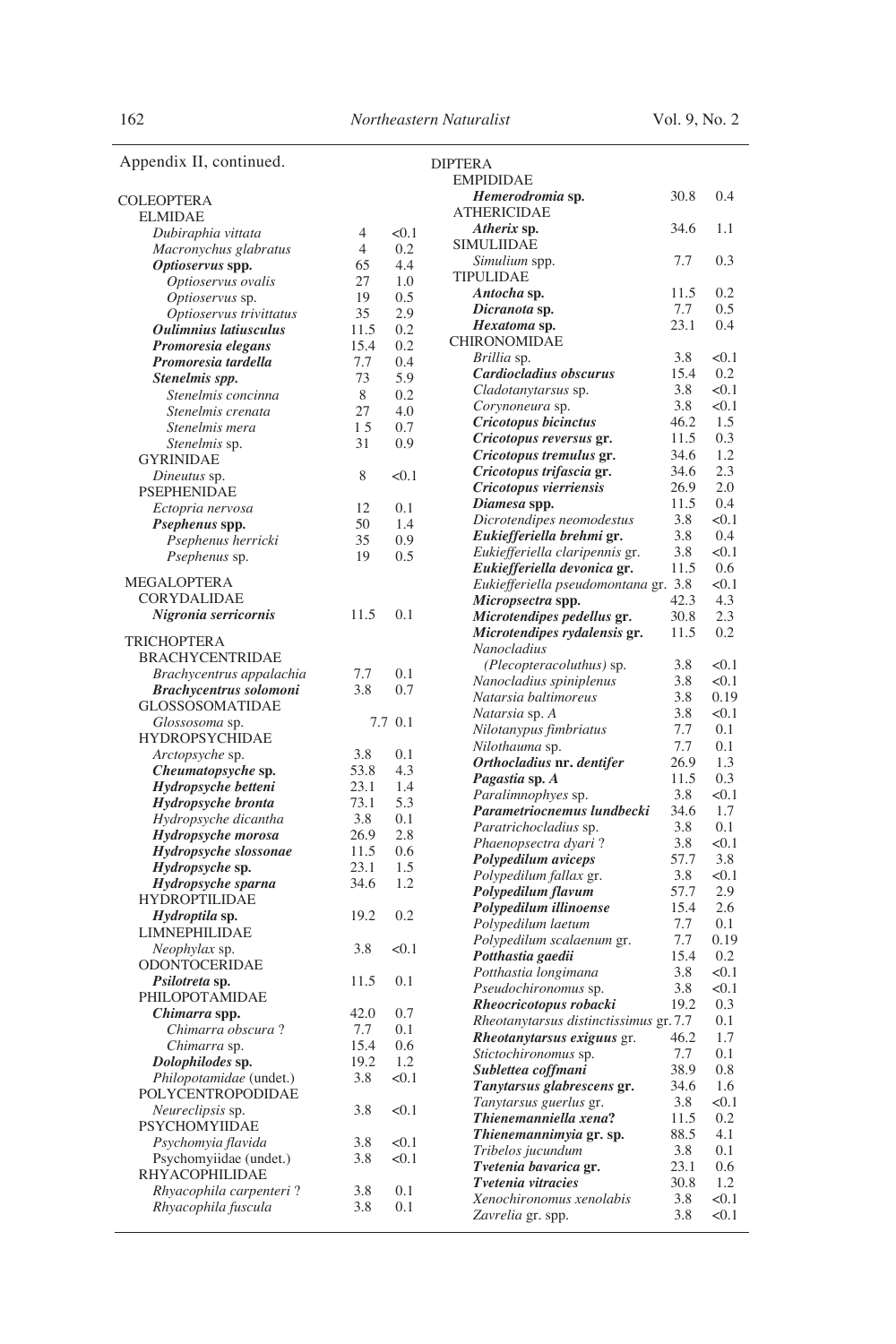Appendix II, continued.

| | | |
|---|---|---|
| COLEOPTERA | | |
| ELMIDAE | | |
| *Dubiraphia vittata* | 4 | <0.1 |
| *Macronychus glabratus* | 4 | 0.2 |
| ***Optioservus* spp.** | 65 | 4.4 |
| *Optioservus ovalis* | 27 | 1.0 |
| *Optioservus* sp. | 19 | 0.5 |
| *Optioservus trivittatus* | 35 | 2.9 |
| ***Oulimnius latiusculus*** | 11.5 | 0.2 |
| ***Promoresia elegans*** | 15.4 | 0.2 |
| ***Promoresia tardella*** | 7.7 | 0.4 |
| ***Stenelmis spp.*** | 73 | 5.9 |
| *Stenelmis concinna* | 8 | 0.2 |
| *Stenelmis crenata* | 27 | 4.0 |
| *Stenelmis mera* | 15 | 0.7 |
| *Stenelmis* sp. | 31 | 0.9 |
| GYRINIDAE | | |
| *Dineutus* sp. | 8 | <0.1 |
| PSEPHENIDAE | | |
| *Ectopria nervosa* | 12 | 0.1 |
| ***Psephenus* spp.** | 50 | 1.4 |
| *Psephenus herricki* | 35 | 0.9 |
| *Psephenus* sp. | 19 | 0.5 |
| MEGALOPTERA | | |
| CORYDALIDAE | | |
| ***Nigronia serricornis*** | 11.5 | 0.1 |
| TRICHOPTERA | | |
| BRACHYCENTRIDAE | | |
| *Brachycentrus appalachia* | 7.7 | 0.1 |
| ***Brachycentrus solomoni*** | 3.8 | 0.7 |
| GLOSSOSOMATIDAE | | |
| *Glossosoma* sp. | 7.7 | 0.1 |
| HYDROPSYCHIDAE | | |
| *Arctopsyche* sp. | 3.8 | 0.1 |
| ***Cheumatopsyche* sp.** | 53.8 | 4.3 |
| ***Hydropsyche betteni*** | 23.1 | 1.4 |
| ***Hydropsyche bronta*** | 73.1 | 5.3 |
| *Hydropsyche dicantha* | 3.8 | 0.1 |
| ***Hydropsyche morosa*** | 26.9 | 2.8 |
| ***Hydropsyche slossonae*** | 11.5 | 0.6 |
| ***Hydropsyche* sp.** | 23.1 | 1.5 |
| ***Hydropsyche sparna*** | 34.6 | 1.2 |
| HYDROPTILIDAE | | |
| ***Hydroptila* sp.** | 19.2 | 0.2 |
| LIMNEPHILIDAE | | |
| *Neophylax* sp. | 3.8 | <0.1 |
| ODONTOCERIDAE | | |
| ***Psilotreta* sp.** | 11.5 | 0.1 |
| PHILOPOTAMIDAE | | |
| ***Chimarra* spp.** | 42.0 | 0.7 |
| *Chimarra obscura* ? | 7.7 | 0.1 |
| *Chimarra* sp. | 15.4 | 0.6 |
| ***Dolophilodes* sp.** | 19.2 | 1.2 |
| *Philopotamidae* (undet.) | 3.8 | <0.1 |
| POLYCENTROPODIDAE | | |
| *Neureclipsis* sp. | 3.8 | <0.1 |
| PSYCHOMYIIDAE | | |
| *Psychomyia flavida* | 3.8 | <0.1 |
| Psychomyiidae (undet.) | 3.8 | <0.1 |
| RHYACOPHILIDAE | | |
| *Rhyacophila carpenteri* ? | 3.8 | 0.1 |
| *Rhyacophila fuscula* | 3.8 | 0.1 |
| DIPTERA | | |
| EMPIDIDAE | | |
| ***Hemerodromia* sp.** | 30.8 | 0.4 |
| ATHERICIDAE | | |
| ***Atherix* sp.** | 34.6 | 1.1 |
| SIMULIIDAE | | |
| *Simulium* spp. | 7.7 | 0.3 |
| TIPULIDAE | | |
| ***Antocha* sp.** | 11.5 | 0.2 |
| ***Dicranota* sp.** | 7.7 | 0.5 |
| ***Hexatoma* sp.** | 23.1 | 0.4 |
| CHIRONOMIDAE | | |
| *Brillia* sp. | 3.8 | <0.1 |
| ***Cardiocladius obscurus*** | 15.4 | 0.2 |
| *Cladotanytarsus* sp. | 3.8 | <0.1 |
| *Corynoneura* sp. | 3.8 | <0.1 |
| ***Cricotopus bicinctus*** | 46.2 | 1.5 |
| ***Cricotopus reversus* gr.** | 11.5 | 0.3 |
| ***Cricotopus tremulus* gr.** | 34.6 | 1.2 |
| ***Cricotopus trifascia* gr.** | 34.6 | 2.3 |
| ***Cricotopus vierriensis*** | 26.9 | 2.0 |
| ***Diamesa* spp.** | 11.5 | 0.4 |
| *Dicrotendipes neomodestus* | 3.8 | <0.1 |
| ***Eukiefferiella brehmi* gr.** | 3.8 | 0.4 |
| *Eukiefferiella claripennis* gr. | 3.8 | <0.1 |
| ***Eukiefferiella devonica* gr.** | 11.5 | 0.6 |
| *Eukiefferiella pseudomontana* gr. | 3.8 | <0.1 |
| ***Micropsectra* spp.** | 42.3 | 4.3 |
| ***Microtendipes pedellus* gr.** | 30.8 | 2.3 |
| ***Microtendipes rydalensis* gr.** | 11.5 | 0.2 |
| *Nanocladius (Plecopteracoluthus)* sp. | 3.8 | <0.1 |
| *Nanocladius spiniplenus* | 3.8 | <0.1 |
| *Natarsia baltimoreus* | 3.8 | 0.19 |
| *Natarsia* sp. *A* | 3.8 | <0.1 |
| *Nilotanypus fimbriatus* | 7.7 | 0.1 |
| *Nilothauma* sp. | 7.7 | 0.1 |
| ***Orthocladius* nr. *dentifer*** | 26.9 | 1.3 |
| ***Pagastia* sp. *A*** | 11.5 | 0.3 |
| *Paralimnophyes* sp. | 3.8 | <0.1 |
| ***Parametriocnemus lundbecki*** | 34.6 | 1.7 |
| *Paratrichocladius* sp. | 3.8 | 0.1 |
| *Phaenopsectra dyari* ? | 3.8 | <0.1 |
| ***Polypedilum aviceps*** | 57.7 | 3.8 |
| *Polypedilum fallax* gr. | 3.8 | <0.1 |
| ***Polypedilum flavum*** | 57.7 | 2.9 |
| ***Polypedilum illinoense*** | 15.4 | 2.6 |
| *Polypedilum laetum* | 7.7 | 0.1 |
| *Polypedilum scalaenum* gr. | 7.7 | 0.19 |
| ***Potthastia gaedii*** | 15.4 | 0.2 |
| *Potthastia longimana* | 3.8 | <0.1 |
| *Pseudochironomus* sp. | 3.8 | <0.1 |
| ***Rheocricotopus robacki*** | 19.2 | 0.3 |
| *Rheotanytarsus distinctissimus* gr. | 7.7 | 0.1 |
| ***Rheotanytarsus exiguus* gr.** | 46.2 | 1.7 |
| *Stictochironomus* sp. | 7.7 | 0.1 |
| ***Sublettea coffmani*** | 38.9 | 0.8 |
| ***Tanytarsus glabrescens* gr.** | 34.6 | 1.6 |
| *Tanytarsus guerlus* gr. | 3.8 | <0.1 |
| ***Thienemanniella xena*?** | 11.5 | 0.2 |
| ***Thienemannimyia* gr. sp.** | 88.5 | 4.1 |
| *Tribelos jucundum* | 3.8 | 0.1 |
| ***Tvetenia bavarica* gr.** | 23.1 | 0.6 |
| ***Tvetenia vitracies*** | 30.8 | 1.2 |
| *Xenochironomus xenolabis* | 3.8 | <0.1 |
| *Zavrelia* gr. spp. | 3.8 | <0.1 |